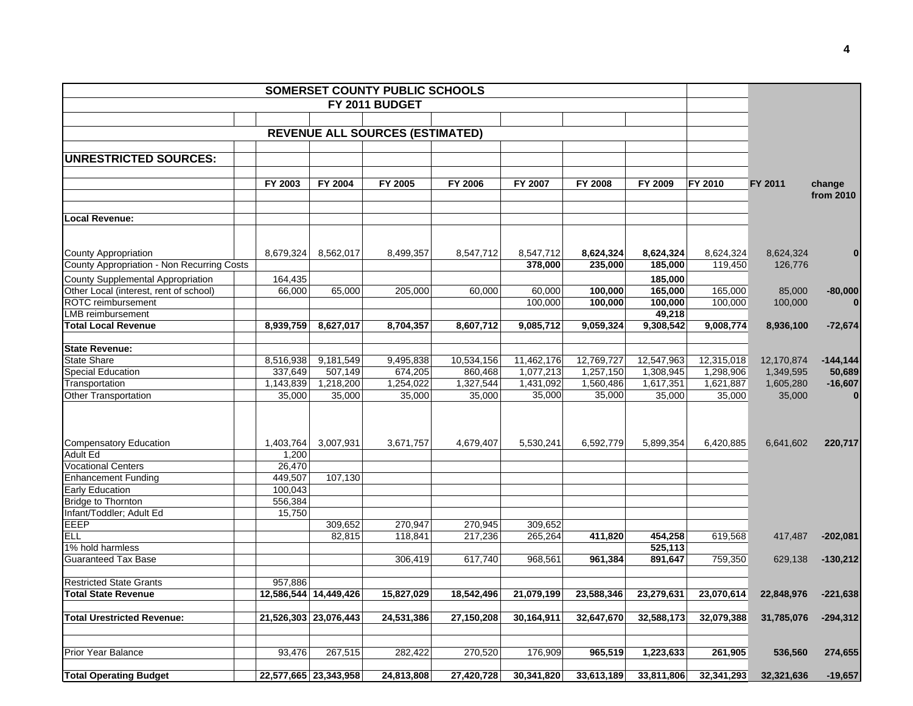# SOMERSET COUNTY PUBLIC SCHOOLS

## FY 2011 BUDGET

### REVENUE ALL SOURCES (ESTIMATED)

**UNRESTRICTED SOURCES:**

| | FY 2003 | FY 2004 | FY 2005 | FY 2006 | FY 2007 | FY 2008 | FY 2009 | FY 2010 | FY 2011 | change from 2010 |
|---|---|---|---|---|---|---|---|---|---|---|
| **Local Revenue:** | | | | | | | | | | |
| County Appropriation | 8,679,324 | 8,562,017 | 8,499,357 | 8,547,712 | 8,547,712 | **8,624,324** | **8,624,324** | 8,624,324 | 8,624,324 | **0** |
| County Appropriation - Non Recurring Costs | | | | | **378,000** | **235,000** | **185,000** | 119,450 | 126,776 | |
| County Supplemental Appropriation | 164,435 | | | | | | **185,000** | | | |
| Other Local (interest, rent of school) | 66,000 | 65,000 | 205,000 | 60,000 | 60,000 | **100,000** | **165,000** | 165,000 | 85,000 | **-80,000** |
| ROTC reimbursement | | | | | 100,000 | **100,000** | **100,000** | 100,000 | 100,000 | **0** |
| LMB reimbursement | | | | | | | **49,218** | | | |
| **Total Local Revenue** | **8,939,759** | **8,627,017** | **8,704,357** | **8,607,712** | **9,085,712** | **9,059,324** | **9,308,542** | **9,008,774** | **8,936,100** | **-72,674** |
| **State Revenue:** | | | | | | | | | | |
| State Share | 8,516,938 | 9,181,549 | 9,495,838 | 10,534,156 | 11,462,176 | 12,769,727 | 12,547,963 | 12,315,018 | 12,170,874 | **-144,144** |
| Special Education | 337,649 | 507,149 | 674,205 | 860,468 | 1,077,213 | 1,257,150 | 1,308,945 | 1,298,906 | 1,349,595 | **50,689** |
| Transportation | 1,143,839 | 1,218,200 | 1,254,022 | 1,327,544 | 1,431,092 | 1,560,486 | 1,617,351 | 1,621,887 | 1,605,280 | **-16,607** |
| Other Transportation | 35,000 | 35,000 | 35,000 | 35,000 | 35,000 | 35,000 | 35,000 | 35,000 | 35,000 | **0** |
| Compensatory Education | 1,403,764 | 3,007,931 | 3,671,757 | 4,679,407 | 5,530,241 | 6,592,779 | 5,899,354 | 6,420,885 | 6,641,602 | **220,717** |
| Adult Ed | 1,200 | | | | | | | | | |
| Vocational Centers | 26,470 | | | | | | | | | |
| Enhancement Funding | 449,507 | 107,130 | | | | | | | | |
| Early Education | 100,043 | | | | | | | | | |
| Bridge to Thornton | 556,384 | | | | | | | | | |
| Infant/Toddler; Adult Ed | 15,750 | | | | | | | | | |
| EEEP | | 309,652 | 270,947 | 270,945 | 309,652 | | | | | |
| ELL | | 82,815 | 118,841 | 217,236 | 265,264 | **411,820** | **454,258** | 619,568 | 417,487 | **-202,081** |
| 1% hold harmless | | | | | | | **525,113** | | | |
| Guaranteed Tax Base | | | 306,419 | 617,740 | 968,561 | **961,384** | **891,647** | 759,350 | 629,138 | **-130,212** |
| Restricted State Grants | 957,886 | | | | | | | | | |
| **Total State Revenue** | **12,586,544** | **14,449,426** | **15,827,029** | **18,542,496** | **21,079,199** | **23,588,346** | **23,279,631** | **23,070,614** | **22,848,976** | **-221,638** |
| **Total Urestricted Revenue:** | **21,526,303** | **23,076,443** | **24,531,386** | **27,150,208** | **30,164,911** | **32,647,670** | **32,588,173** | **32,079,388** | **31,785,076** | **-294,312** |
| Prior Year Balance | 93,476 | 267,515 | 282,422 | 270,520 | 176,909 | **965,519** | **1,223,633** | **261,905** | **536,560** | **274,655** |
| **Total Operating Budget** | **22,577,665** | **23,343,958** | **24,813,808** | **27,420,728** | **30,341,820** | **33,613,189** | **33,811,806** | **32,341,293** | **32,321,636** | **-19,657** |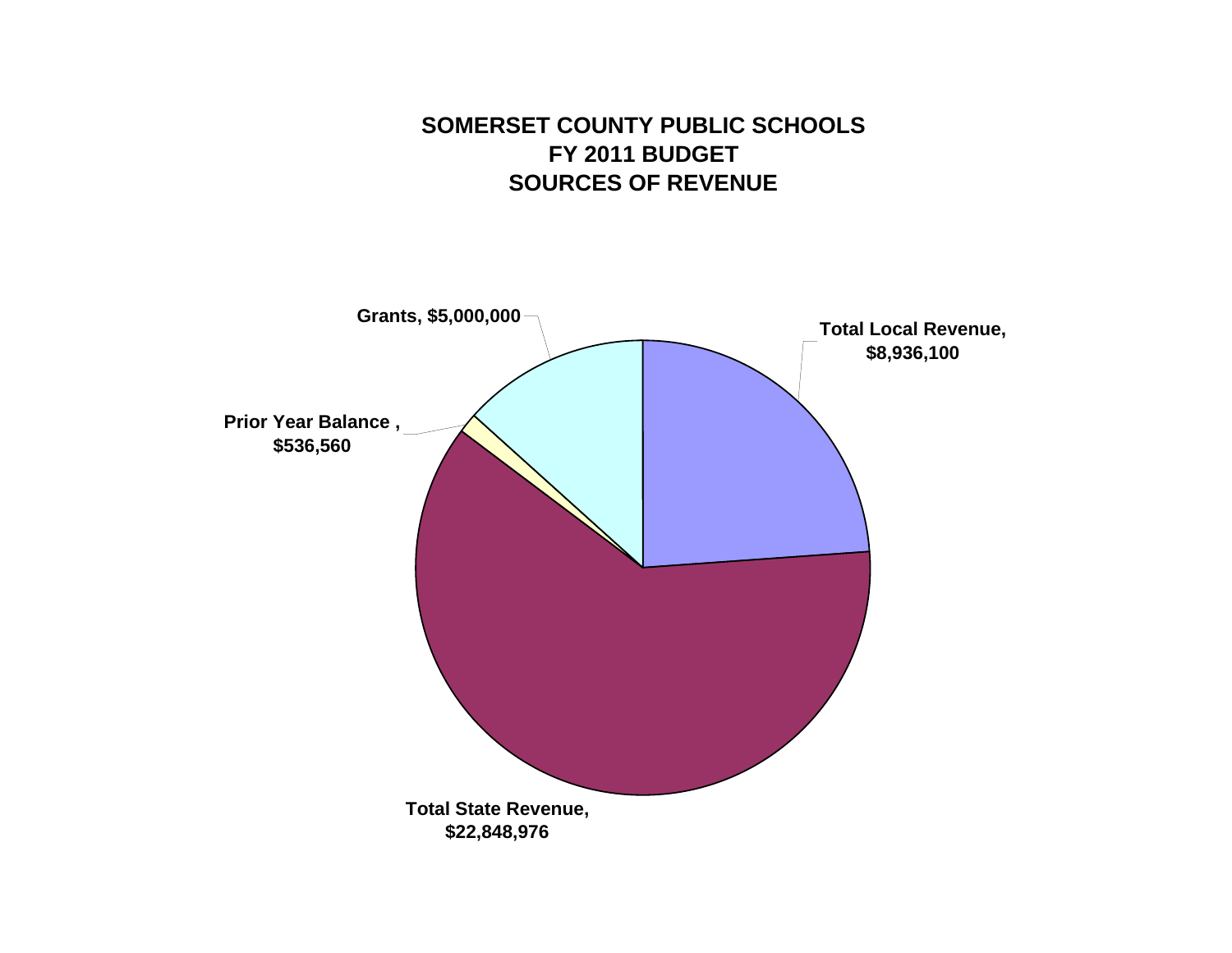# SOMERSET COUNTY PUBLIC SCHOOLS
# FY 2011 BUDGET
# SOURCES OF REVENUE

Grants, $5,000,000

Total Local Revenue, $8,936,100

Prior Year Balance , $536,560

Total State Revenue, $22,848,976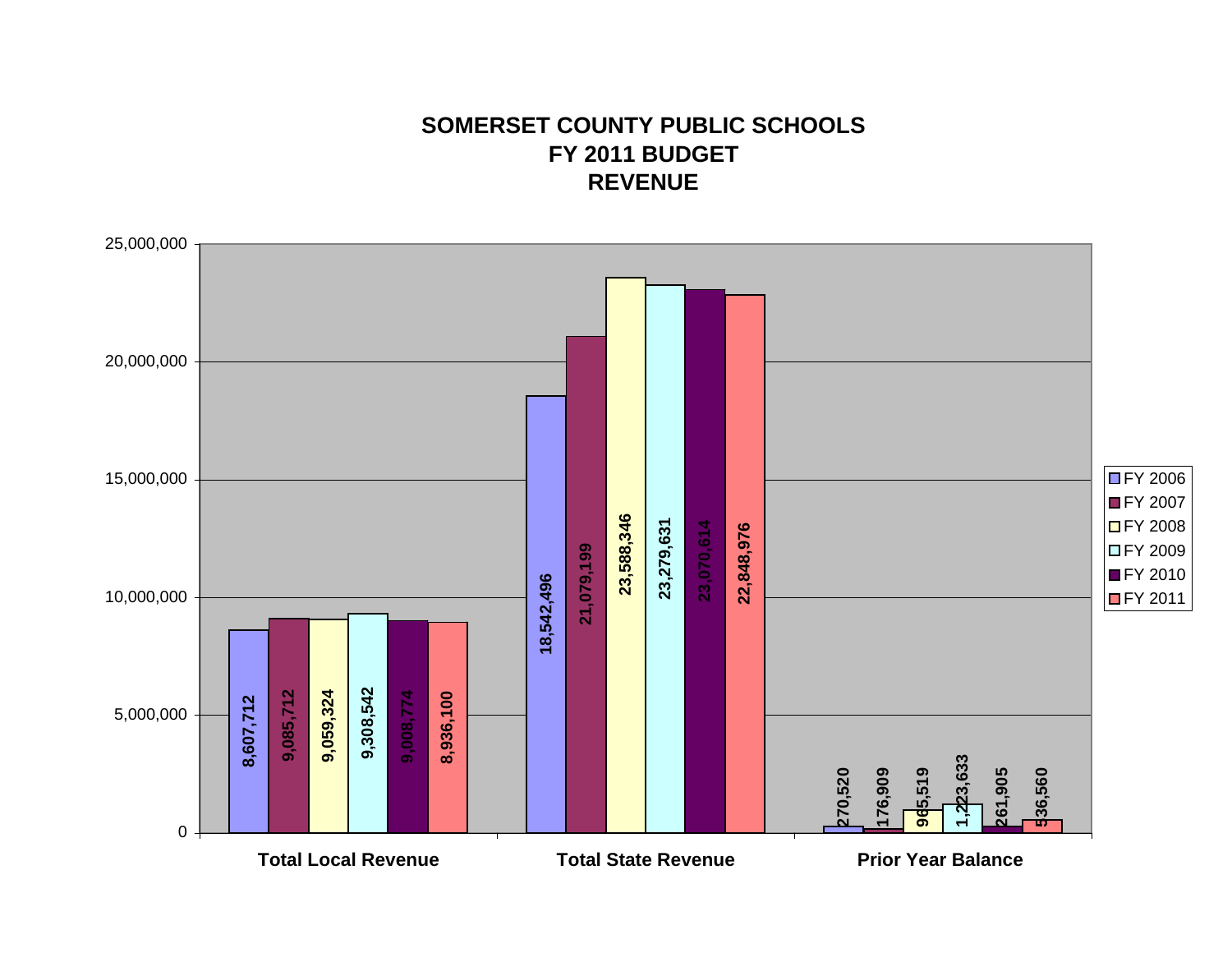# SOMERSET COUNTY PUBLIC SCHOOLS
## FY 2011 BUDGET
## REVENUE

| | FY 2006 | FY 2007 | FY 2008 | FY 2009 | FY 2010 | FY 2011 |
|---|---|---|---|---|---|---|
| Total Local Revenue | 8,607,712 | 9,085,712 | 9,059,324 | 9,308,542 | 9,008,774 | 8,936,100 |
| Total State Revenue | 18,542,496 | 21,079,199 | 23,588,346 | 23,279,631 | 23,070,614 | 22,848,976 |
| Prior Year Balance | 270,520 | 176,909 | 965,519 | 1,223,633 | 261,905 | 536,560 |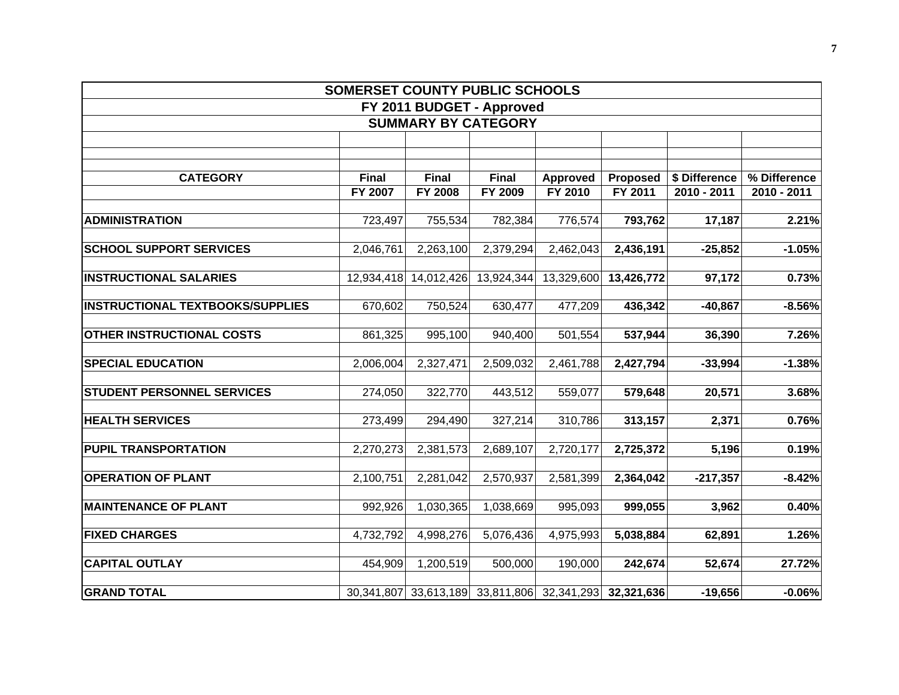# SOMERSET COUNTY PUBLIC SCHOOLS

## FY 2011 BUDGET - Approved

## SUMMARY BY CATEGORY

| CATEGORY | Final FY 2007 | Final FY 2008 | Final FY 2009 | Approved FY 2010 | Proposed FY 2011 | $ Difference 2010 - 2011 | % Difference 2010 - 2011 |
|---|---|---|---|---|---|---|---|
| **ADMINISTRATION** | 723,497 | 755,534 | 782,384 | 776,574 | **793,762** | **17,187** | **2.21%** |
| **SCHOOL SUPPORT SERVICES** | 2,046,761 | 2,263,100 | 2,379,294 | 2,462,043 | **2,436,191** | **-25,852** | **-1.05%** |
| **INSTRUCTIONAL SALARIES** | 12,934,418 | 14,012,426 | 13,924,344 | 13,329,600 | **13,426,772** | **97,172** | **0.73%** |
| **INSTRUCTIONAL TEXTBOOKS/SUPPLIES** | 670,602 | 750,524 | 630,477 | 477,209 | **436,342** | **-40,867** | **-8.56%** |
| **OTHER INSTRUCTIONAL COSTS** | 861,325 | 995,100 | 940,400 | 501,554 | **537,944** | **36,390** | **7.26%** |
| **SPECIAL EDUCATION** | 2,006,004 | 2,327,471 | 2,509,032 | 2,461,788 | **2,427,794** | **-33,994** | **-1.38%** |
| **STUDENT PERSONNEL SERVICES** | 274,050 | 322,770 | 443,512 | 559,077 | **579,648** | **20,571** | **3.68%** |
| **HEALTH SERVICES** | 273,499 | 294,490 | 327,214 | 310,786 | **313,157** | **2,371** | **0.76%** |
| **PUPIL TRANSPORTATION** | 2,270,273 | 2,381,573 | 2,689,107 | 2,720,177 | **2,725,372** | **5,196** | **0.19%** |
| **OPERATION OF PLANT** | 2,100,751 | 2,281,042 | 2,570,937 | 2,581,399 | **2,364,042** | **-217,357** | **-8.42%** |
| **MAINTENANCE OF PLANT** | 992,926 | 1,030,365 | 1,038,669 | 995,093 | **999,055** | **3,962** | **0.40%** |
| **FIXED CHARGES** | 4,732,792 | 4,998,276 | 5,076,436 | 4,975,993 | **5,038,884** | **62,891** | **1.26%** |
| **CAPITAL OUTLAY** | 454,909 | 1,200,519 | 500,000 | 190,000 | **242,674** | **52,674** | **27.72%** |
| **GRAND TOTAL** | 30,341,807 | 33,613,189 | 33,811,806 | 32,341,293 | **32,321,636** | **-19,656** | **-0.06%** |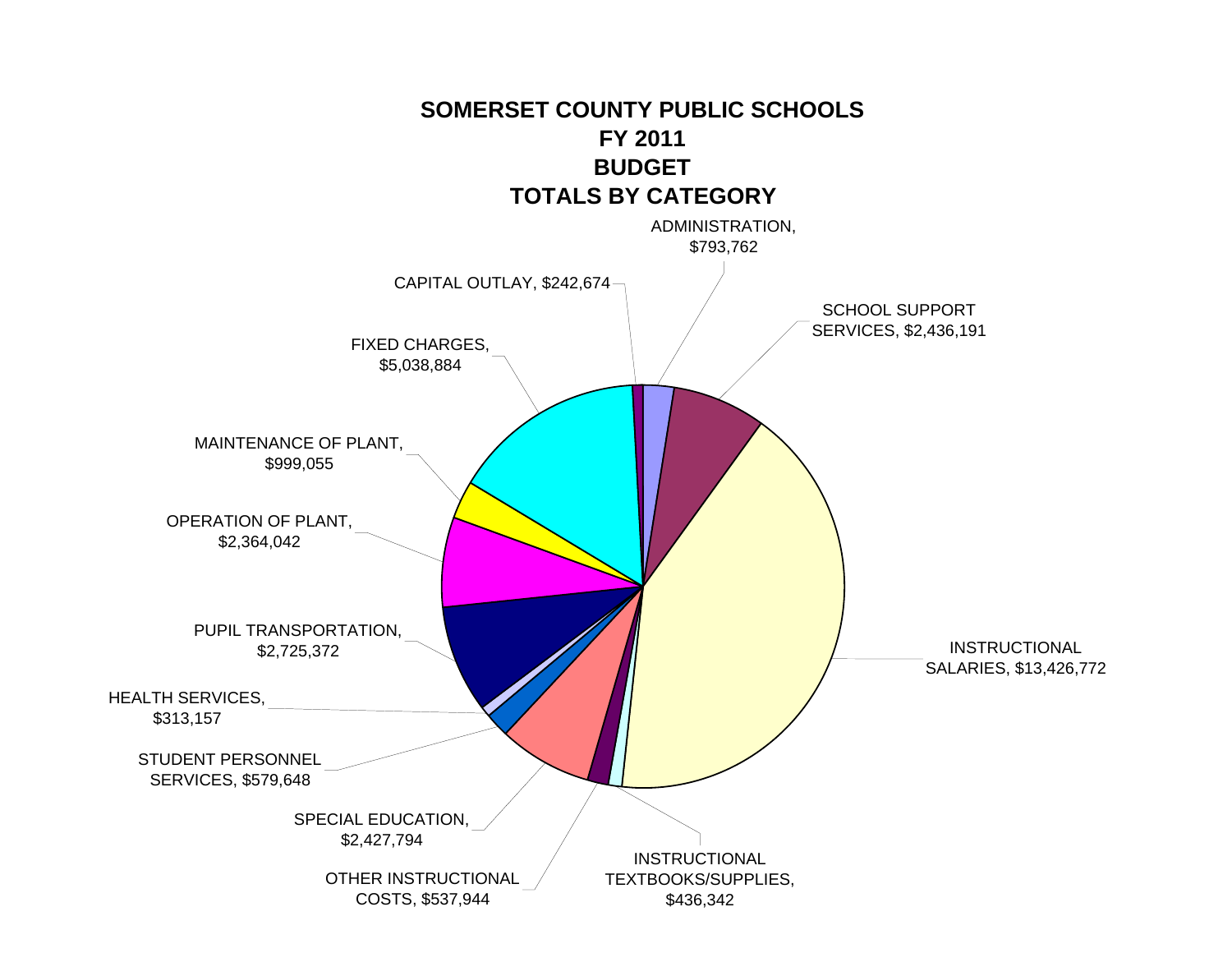# SOMERSET COUNTY PUBLIC SCHOOLS
# FY 2011
# BUDGET
# TOTALS BY CATEGORY

ADMINISTRATION, $793,762

SCHOOL SUPPORT SERVICES, $2,436,191

INSTRUCTIONAL SALARIES, $13,426,772

INSTRUCTIONAL TEXTBOOKS/SUPPLIES, $436,342

OTHER INSTRUCTIONAL COSTS, $537,944

SPECIAL EDUCATION, $2,427,794

STUDENT PERSONNEL SERVICES, $579,648

HEALTH SERVICES, $313,157

PUPIL TRANSPORTATION, $2,725,372

OPERATION OF PLANT, $2,364,042

MAINTENANCE OF PLANT, $999,055

FIXED CHARGES, $5,038,884

CAPITAL OUTLAY, $242,674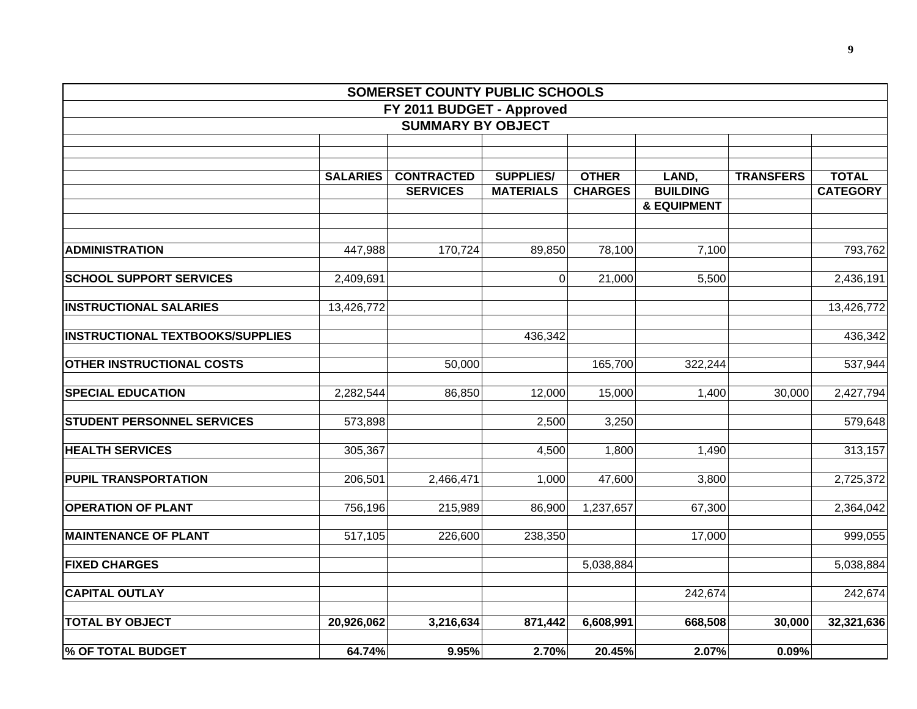| SOMERSET COUNTY PUBLIC SCHOOLS | | | | | | | |
|---|---|---|---|---|---|---|---|
| FY 2011 BUDGET - Approved | | | | | | | |
| SUMMARY BY OBJECT | | | | | | | |
| | **SALARIES** | **CONTRACTED SERVICES** | **SUPPLIES/ MATERIALS** | **OTHER CHARGES** | **LAND, BUILDING & EQUIPMENT** | **TRANSFERS** | **TOTAL CATEGORY** |
| **ADMINISTRATION** | 447,988 | 170,724 | 89,850 | 78,100 | 7,100 | | 793,762 |
| **SCHOOL SUPPORT SERVICES** | 2,409,691 | | 0 | 21,000 | 5,500 | | 2,436,191 |
| **INSTRUCTIONAL SALARIES** | 13,426,772 | | | | | | 13,426,772 |
| **INSTRUCTIONAL TEXTBOOKS/SUPPLIES** | | | 436,342 | | | | 436,342 |
| **OTHER INSTRUCTIONAL COSTS** | | 50,000 | | 165,700 | 322,244 | | 537,944 |
| **SPECIAL EDUCATION** | 2,282,544 | 86,850 | 12,000 | 15,000 | 1,400 | 30,000 | 2,427,794 |
| **STUDENT PERSONNEL SERVICES** | 573,898 | | 2,500 | 3,250 | | | 579,648 |
| **HEALTH SERVICES** | 305,367 | | 4,500 | 1,800 | 1,490 | | 313,157 |
| **PUPIL TRANSPORTATION** | 206,501 | 2,466,471 | 1,000 | 47,600 | 3,800 | | 2,725,372 |
| **OPERATION OF PLANT** | 756,196 | 215,989 | 86,900 | 1,237,657 | 67,300 | | 2,364,042 |
| **MAINTENANCE OF PLANT** | 517,105 | 226,600 | 238,350 | | 17,000 | | 999,055 |
| **FIXED CHARGES** | | | | 5,038,884 | | | 5,038,884 |
| **CAPITAL OUTLAY** | | | | | 242,674 | | 242,674 |
| **TOTAL BY OBJECT** | **20,926,062** | **3,216,634** | **871,442** | **6,608,991** | **668,508** | **30,000** | **32,321,636** |
| **% OF TOTAL BUDGET** | **64.74%** | **9.95%** | **2.70%** | **20.45%** | **2.07%** | **0.09%** | |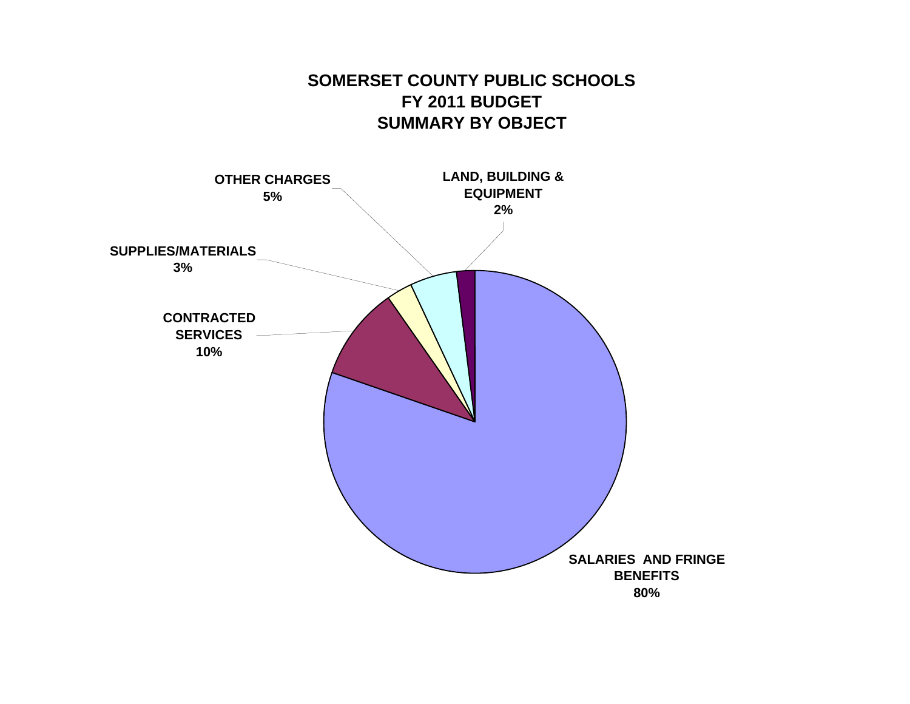# SOMERSET COUNTY PUBLIC SCHOOLS
# FY 2011 BUDGET
# SUMMARY BY OBJECT

OTHER CHARGES
5%

LAND, BUILDING & EQUIPMENT
2%

SUPPLIES/MATERIALS
3%

CONTRACTED SERVICES
10%

SALARIES AND FRINGE BENEFITS
80%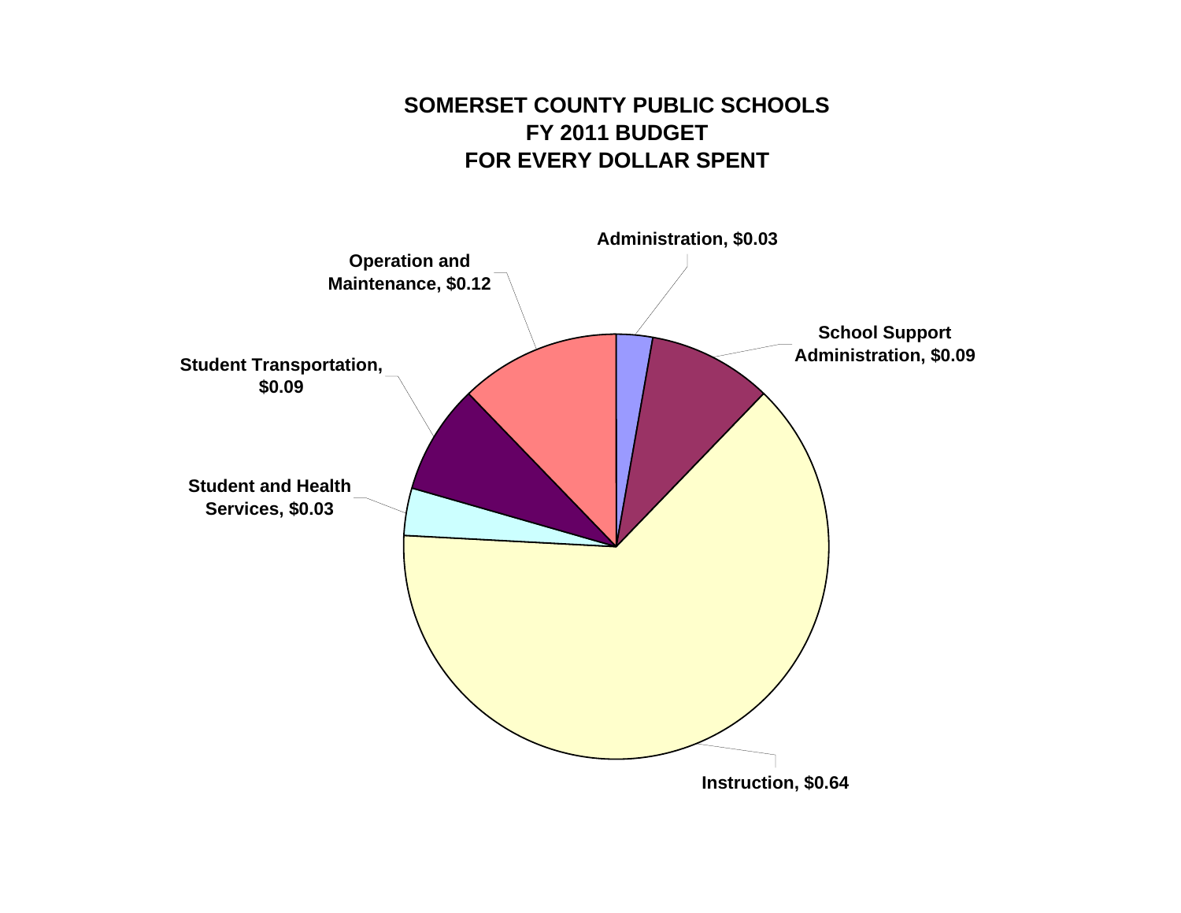# SOMERSET COUNTY PUBLIC SCHOOLS
## FY 2011 BUDGET
## FOR EVERY DOLLAR SPENT

Administration, $0.03

School Support Administration, $0.09

Instruction, $0.64

Student and Health Services, $0.03

Student Transportation, $0.09

Operation and Maintenance, $0.12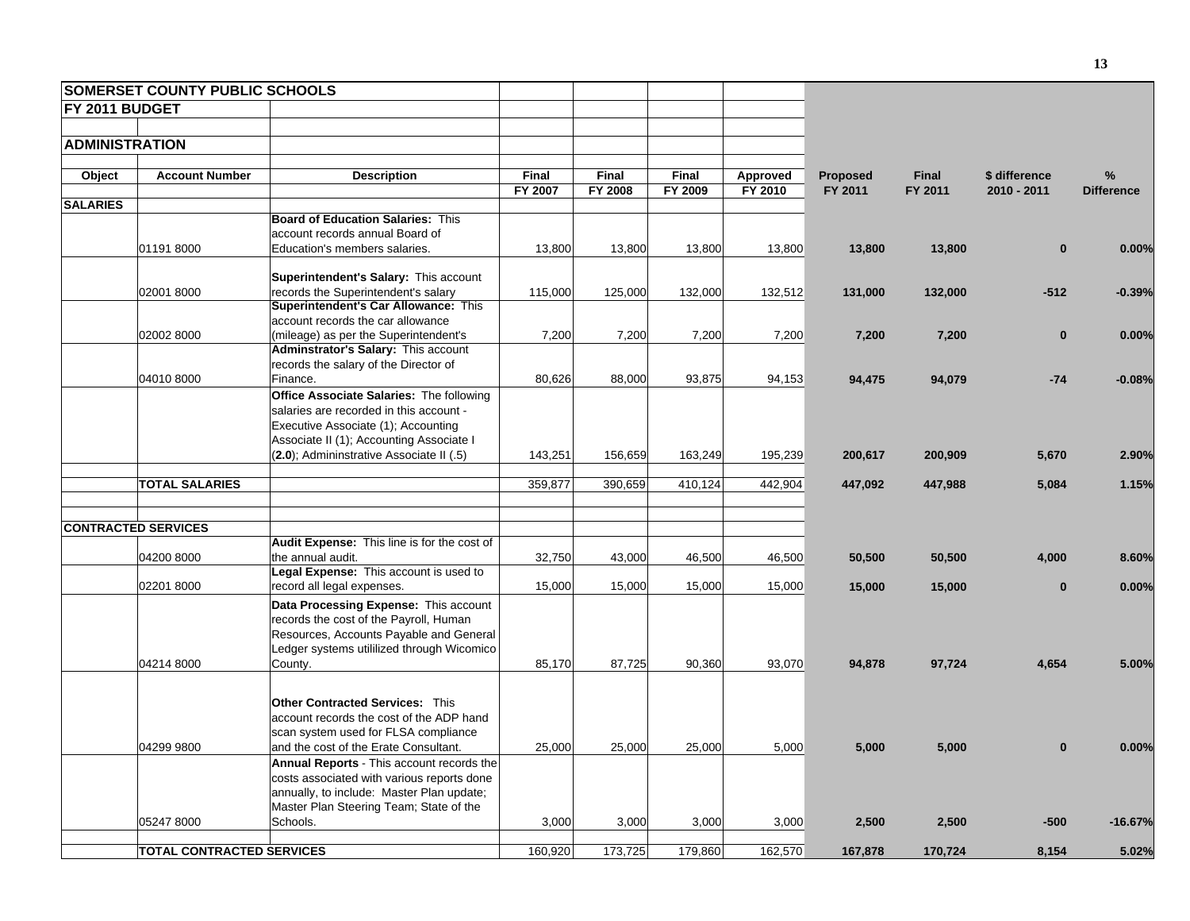| SOMERSET COUNTY PUBLIC SCHOOLS | | | | | | | | | | |
|---|---|---|---|---|---|---|---|---|---|---|
| FY 2011 BUDGET | | | | | | | | | | |
| ADMINISTRATION | | | | | | | | | | |
| Object | Account Number | Description | Final FY 2007 | Final FY 2008 | Final FY 2009 | Approved FY 2010 | Proposed FY 2011 | Final FY 2011 | $ difference 2010 - 2011 | % Difference |
| SALARIES | | | | | | | | | | |
| | 01191 8000 | **Board of Education Salaries:** This account records annual Board of Education's members salaries. | 13,800 | 13,800 | 13,800 | 13,800 | **13,800** | **13,800** | **0** | **0.00%** |
| | 02001 8000 | **Superintendent's Salary:** This account records the Superintendent's salary | 115,000 | 125,000 | 132,000 | 132,512 | **131,000** | **132,000** | **-512** | **-0.39%** |
| | 02002 8000 | **Superintendent's Car Allowance:** This account records the car allowance (mileage) as per the Superintendent's | 7,200 | 7,200 | 7,200 | 7,200 | **7,200** | **7,200** | **0** | **0.00%** |
| | 04010 8000 | **Adminstrator's Salary:** This account records the salary of the Director of Finance. | 80,626 | 88,000 | 93,875 | 94,153 | **94,475** | **94,079** | **-74** | **-0.08%** |
| | | **Office Associate Salaries:** The following salaries are recorded in this account - Executive Associate (1); Accounting Associate II (1); Accounting Associate I (**2.0**); Admininstrative Associate II (.5) | 143,251 | 156,659 | 163,249 | 195,239 | **200,617** | **200,909** | **5,670** | **2.90%** |
| | **TOTAL SALARIES** | | 359,877 | 390,659 | 410,124 | 442,904 | **447,092** | **447,988** | **5,084** | **1.15%** |
| **CONTRACTED SERVICES** | | | | | | | | | | |
| | 04200 8000 | **Audit Expense:** This line is for the cost of the annual audit. | 32,750 | 43,000 | 46,500 | 46,500 | **50,500** | **50,500** | **4,000** | **8.60%** |
| | 02201 8000 | **Legal Expense:** This account is used to record all legal expenses. | 15,000 | 15,000 | 15,000 | 15,000 | **15,000** | **15,000** | **0** | **0.00%** |
| | 04214 8000 | **Data Processing Expense:** This account records the cost of the Payroll, Human Resources, Accounts Payable and General Ledger systems utililized through Wicomico County. | 85,170 | 87,725 | 90,360 | 93,070 | **94,878** | **97,724** | **4,654** | **5.00%** |
| | 04299 9800 | **Other Contracted Services:** This account records the cost of the ADP hand scan system used for FLSA compliance and the cost of the Erate Consultant. | 25,000 | 25,000 | 25,000 | 5,000 | **5,000** | **5,000** | **0** | **0.00%** |
| | 05247 8000 | **Annual Reports** - This account records the costs associated with various reports done annually, to include: Master Plan update; Master Plan Steering Team; State of the Schools. | 3,000 | 3,000 | 3,000 | 3,000 | **2,500** | **2,500** | **-500** | **-16.67%** |
| | **TOTAL CONTRACTED SERVICES** | | 160,920 | 173,725 | 179,860 | 162,570 | **167,878** | **170,724** | **8,154** | **5.02%** |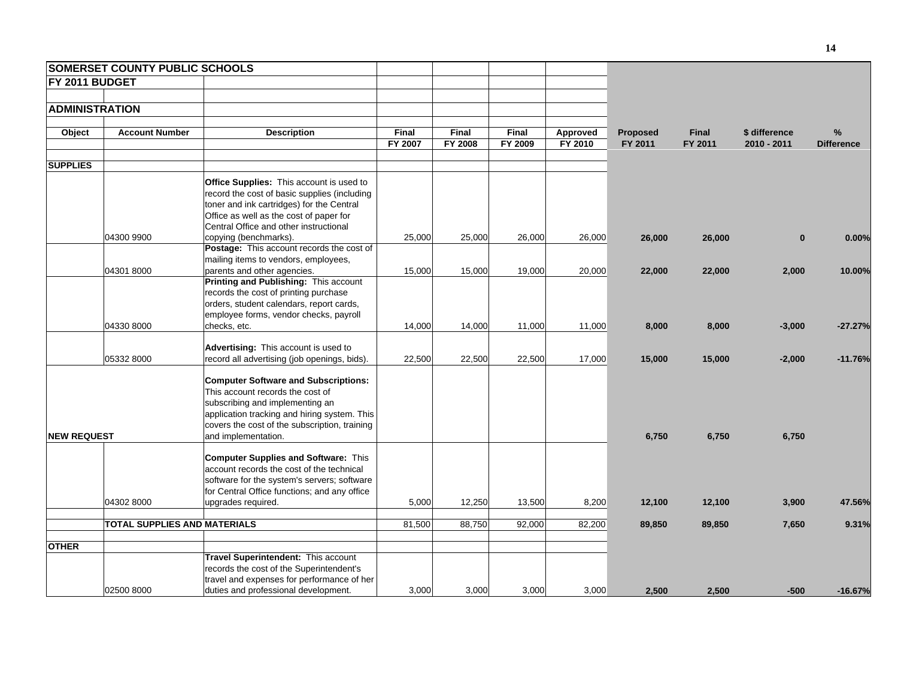| SOMERSET COUNTY PUBLIC SCHOOLS | | | | | | | | | | |
|---|---|---|---|---|---|---|---|---|---|---|
| FY 2011 BUDGET | | | | | | | | | | |
| ADMINISTRATION | | | | | | | | | | |
| Object | Account Number | Description | Final FY 2007 | Final FY 2008 | Final FY 2009 | Approved FY 2010 | Proposed FY 2011 | Final FY 2011 | $ difference 2010 - 2011 | % Difference |
| **SUPPLIES** | | | | | | | | | | |
| | 04300 9900 | **Office Supplies:** This account is used to record the cost of basic supplies (including toner and ink cartridges) for the Central Office as well as the cost of paper for Central Office and other instructional copying (benchmarks). | 25,000 | 25,000 | 26,000 | 26,000 | **26,000** | **26,000** | **0** | **0.00%** |
| | 04301 8000 | **Postage:** This account records the cost of mailing items to vendors, employees, parents and other agencies. | 15,000 | 15,000 | 19,000 | 20,000 | **22,000** | **22,000** | **2,000** | **10.00%** |
| | 04330 8000 | **Printing and Publishing:** This account records the cost of printing purchase orders, student calendars, report cards, employee forms, vendor checks, payroll checks, etc. | 14,000 | 14,000 | 11,000 | 11,000 | **8,000** | **8,000** | **-3,000** | **-27.27%** |
| | 05332 8000 | **Advertising:** This account is used to record all advertising (job openings, bids). | 22,500 | 22,500 | 22,500 | 17,000 | **15,000** | **15,000** | **-2,000** | **-11.76%** |
| **NEW REQUEST** | | **Computer Software and Subscriptions:** This account records the cost of subscribing and implementing an application tracking and hiring system. This covers the cost of the subscription, training and implementation. | | | | | **6,750** | **6,750** | **6,750** | |
| | 04302 8000 | **Computer Supplies and Software:** This account records the cost of the technical software for the system's servers; software for Central Office functions; and any office upgrades required. | 5,000 | 12,250 | 13,500 | 8,200 | **12,100** | **12,100** | **3,900** | **47.56%** |
| | **TOTAL SUPPLIES AND MATERIALS** | | 81,500 | 88,750 | 92,000 | 82,200 | **89,850** | **89,850** | **7,650** | **9.31%** |
| **OTHER** | | | | | | | | | | |
| | 02500 8000 | **Travel Superintendent:** This account records the cost of the Superintendent's travel and expenses for performance of her duties and professional development. | 3,000 | 3,000 | 3,000 | 3,000 | **2,500** | **2,500** | **-500** | **-16.67%** |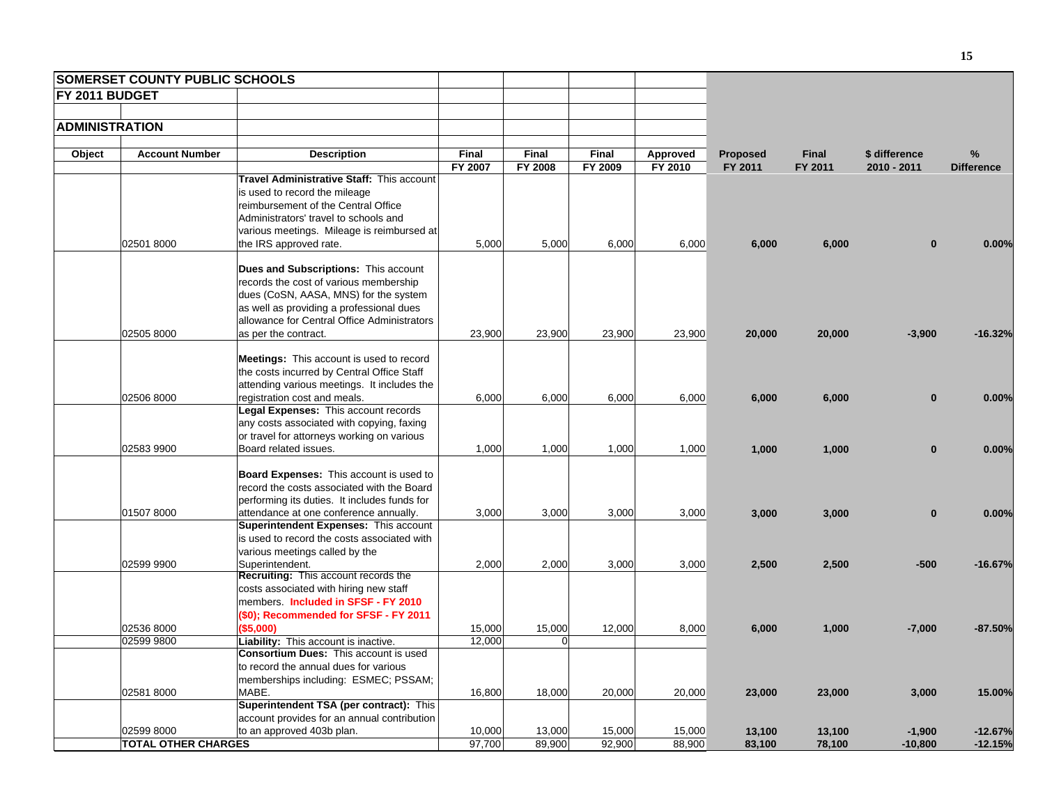**SOMERSET COUNTY PUBLIC SCHOOLS**

**FY 2011 BUDGET**

**ADMINISTRATION**

| Object | Account Number | Description | Final FY 2007 | Final FY 2008 | Final FY 2009 | Approved FY 2010 | Proposed FY 2011 | Final FY 2011 | $ difference 2010 - 2011 | % Difference |
|---|---|---|---|---|---|---|---|---|---|---|
| | 02501 8000 | **Travel Administrative Staff:** This account is used to record the mileage reimbursement of the Central Office Administrators' travel to schools and various meetings. Mileage is reimbursed at the IRS approved rate. | 5,000 | 5,000 | 6,000 | 6,000 | **6,000** | **6,000** | **0** | **0.00%** |
| | 02505 8000 | **Dues and Subscriptions:** This account records the cost of various membership dues (CoSN, AASA, MNS) for the system as well as providing a professional dues allowance for Central Office Administrators as per the contract. | 23,900 | 23,900 | 23,900 | 23,900 | **20,000** | **20,000** | **-3,900** | **-16.32%** |
| | 02506 8000 | **Meetings:** This account is used to record the costs incurred by Central Office Staff attending various meetings. It includes the registration cost and meals. | 6,000 | 6,000 | 6,000 | 6,000 | **6,000** | **6,000** | **0** | **0.00%** |
| | 02583 9900 | **Legal Expenses:** This account records any costs associated with copying, faxing or travel for attorneys working on various Board related issues. | 1,000 | 1,000 | 1,000 | 1,000 | **1,000** | **1,000** | **0** | **0.00%** |
| | 01507 8000 | **Board Expenses:** This account is used to record the costs associated with the Board performing its duties. It includes funds for attendance at one conference annually. | 3,000 | 3,000 | 3,000 | 3,000 | **3,000** | **3,000** | **0** | **0.00%** |
| | 02599 9900 | **Superintendent Expenses:** This account is used to record the costs associated with various meetings called by the Superintendent. | 2,000 | 2,000 | 3,000 | 3,000 | **2,500** | **2,500** | **-500** | **-16.67%** |
| | 02536 8000 | **Recruiting:** This account records the costs associated with hiring new staff members. **Included in SFSF - FY 2010 ($0); Recommended for SFSF - FY 2011 ($5,000)** | 15,000 | 15,000 | 12,000 | 8,000 | **6,000** | **1,000** | **-7,000** | **-87.50%** |
| | 02599 9800 | **Liability:** This account is inactive. | 12,000 | 0 | | | | | | |
| | 02581 8000 | **Consortium Dues:** This account is used to record the annual dues for various memberships including: ESMEC; PSSAM; MABE. | 16,800 | 18,000 | 20,000 | 20,000 | **23,000** | **23,000** | **3,000** | **15.00%** |
| | 02599 8000 | **Superintendent TSA (per contract):** This account provides for an annual contribution to an approved 403b plan. | 10,000 | 13,000 | 15,000 | 15,000 | **13,100** | **13,100** | **-1,900** | **-12.67%** |
| | **TOTAL OTHER CHARGES** | | 97,700 | 89,900 | 92,900 | 88,900 | **83,100** | **78,100** | **-10,800** | **-12.15%** |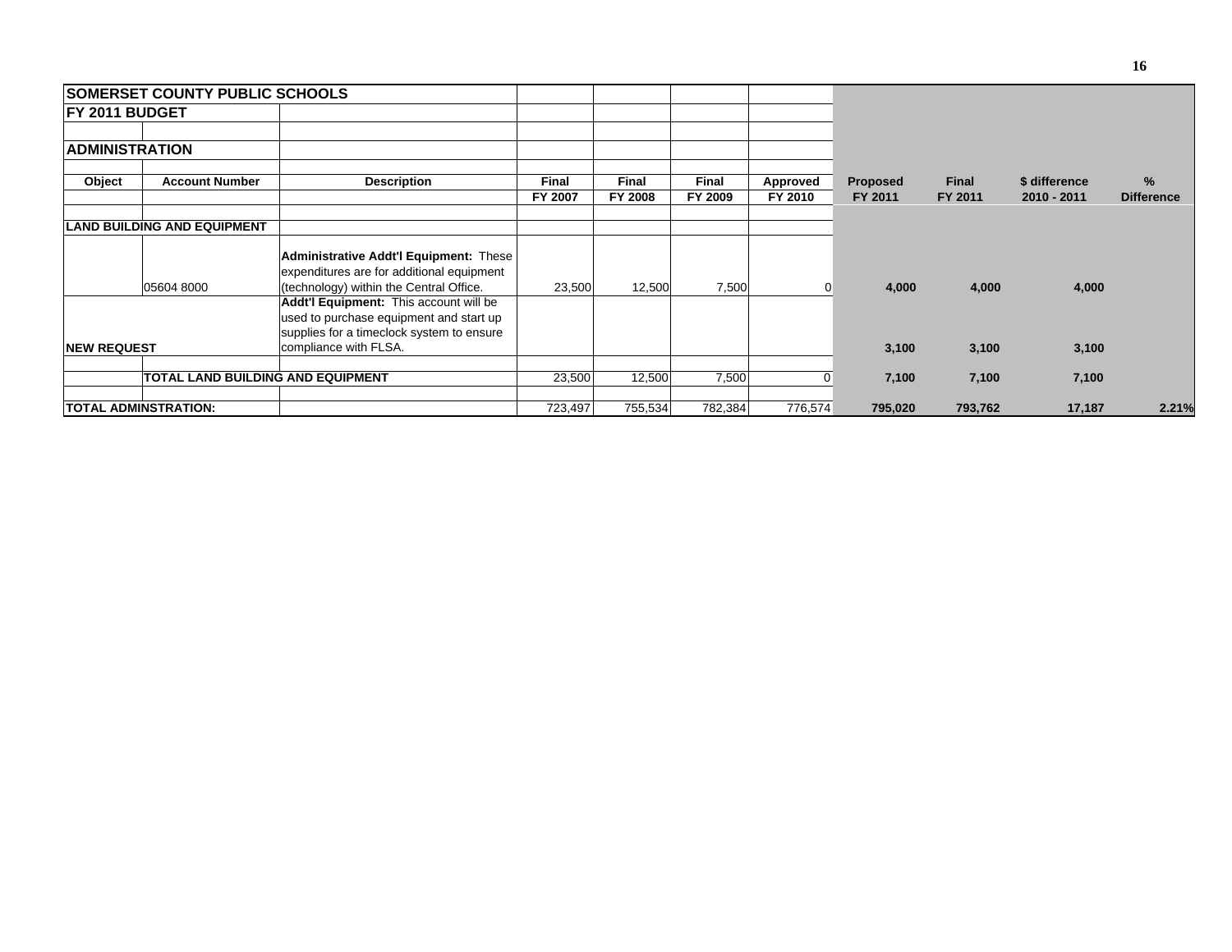| SOMERSET COUNTY PUBLIC SCHOOLS | | | | | | | | | | |
|---|---|---|---|---|---|---|---|---|---|---|
| FY 2011 BUDGET | | | | | | | | | | |
| | | | | | | | | | | |
| ADMINISTRATION | | | | | | | | | | |
| | | | | | | | | | | |
| **Object** | **Account Number** | **Description** | **Final FY 2007** | **Final FY 2008** | **Final FY 2009** | **Approved FY 2010** | **Proposed FY 2011** | **Final FY 2011** | **$ difference 2010 - 2011** | **% Difference** |
| | | | | | | | | | | |
| **LAND BUILDING AND EQUIPMENT** | | | | | | | | | | |
| | 05604 8000 | **Administrative Addt'l Equipment:** These expenditures are for additional equipment (technology) within the Central Office. | 23,500 | 12,500 | 7,500 | 0 | **4,000** | **4,000** | **4,000** | |
| **NEW REQUEST** | | **Addt'l Equipment:** This account will be used to purchase equipment and start up supplies for a timeclock system to ensure compliance with FLSA. | | | | | **3,100** | **3,100** | **3,100** | |
| | | | | | | | | | | |
| | **TOTAL LAND BUILDING AND EQUIPMENT** | | 23,500 | 12,500 | 7,500 | 0 | **7,100** | **7,100** | **7,100** | |
| | | | | | | | | | | |
| **TOTAL ADMINSTRATION:** | | | 723,497 | 755,534 | 782,384 | 776,574 | **795,020** | **793,762** | **17,187** | **2.21%** |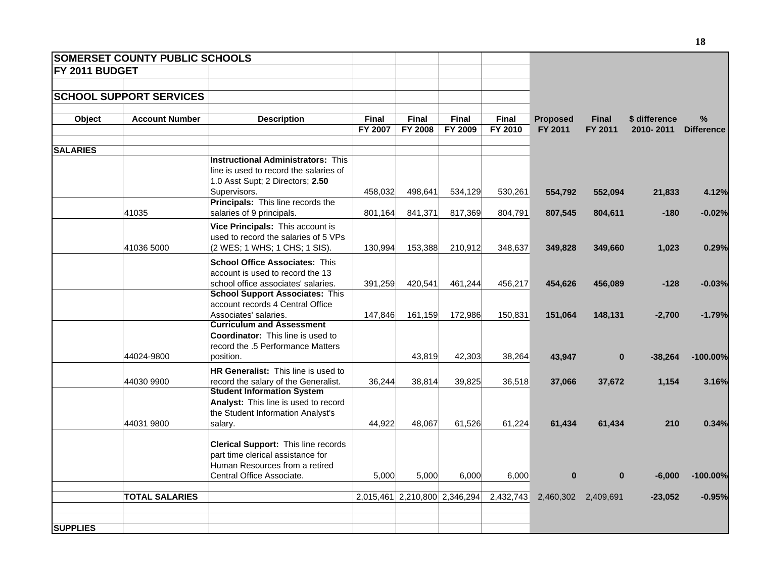| SOMERSET COUNTY PUBLIC SCHOOLS | | | | | | | | | | |
|---|---|---|---|---|---|---|---|---|---|---|
| **FY 2011 BUDGET** | | | | | | | | | | |
| **SCHOOL SUPPORT SERVICES** | | | | | | | | | | |
| **Object** | **Account Number** | **Description** | **Final FY 2007** | **Final FY 2008** | **Final FY 2009** | **Final FY 2010** | **Proposed FY 2011** | **Final FY 2011** | **$ difference 2010- 2011** | **% Difference** |
| **SALARIES** | | | | | | | | | | |
| | | **Instructional Administrators:** This line is used to record the salaries of 1.0 Asst Supt; 2 Directors; **2.50** Supervisors. | 458,032 | 498,641 | 534,129 | 530,261 | **554,792** | **552,094** | **21,833** | **4.12%** |
| | 41035 | **Principals:** This line records the salaries of 9 principals. | 801,164 | 841,371 | 817,369 | 804,791 | **807,545** | **804,611** | **-180** | **-0.02%** |
| | 41036 5000 | **Vice Principals:** This account is used to record the salaries of 5 VPs (2 WES; 1 WHS; 1 CHS; 1 SIS). | 130,994 | 153,388 | 210,912 | 348,637 | **349,828** | **349,660** | **1,023** | **0.29%** |
| | | **School Office Associates:** This account is used to record the 13 school office associates' salaries. | 391,259 | 420,541 | 461,244 | 456,217 | **454,626** | **456,089** | **-128** | **-0.03%** |
| | | **School Support Associates:** This account records 4 Central Office Associates' salaries. | 147,846 | 161,159 | 172,986 | 150,831 | **151,064** | **148,131** | **-2,700** | **-1.79%** |
| | 44024-9800 | **Curriculum and Assessment Coordinator:** This line is used to record the .5 Performance Matters position. | | 43,819 | 42,303 | 38,264 | **43,947** | **0** | **-38,264** | **-100.00%** |
| | 44030 9900 | **HR Generalist:** This line is used to record the salary of the Generalist. | 36,244 | 38,814 | 39,825 | 36,518 | **37,066** | **37,672** | **1,154** | **3.16%** |
| | 44031 9800 | **Student Information System Analyst:** This line is used to record the Student Information Analyst's salary. | 44,922 | 48,067 | 61,526 | 61,224 | **61,434** | **61,434** | **210** | **0.34%** |
| | | **Clerical Support:** This line records part time clerical assistance for Human Resources from a retired Central Office Associate. | 5,000 | 5,000 | 6,000 | 6,000 | **0** | **0** | **-6,000** | **-100.00%** |
| | **TOTAL SALARIES** | | 2,015,461 | 2,210,800 | 2,346,294 | 2,432,743 | 2,460,302 | 2,409,691 | **-23,052** | **-0.95%** |
| **SUPPLIES** | | | | | | | | | | |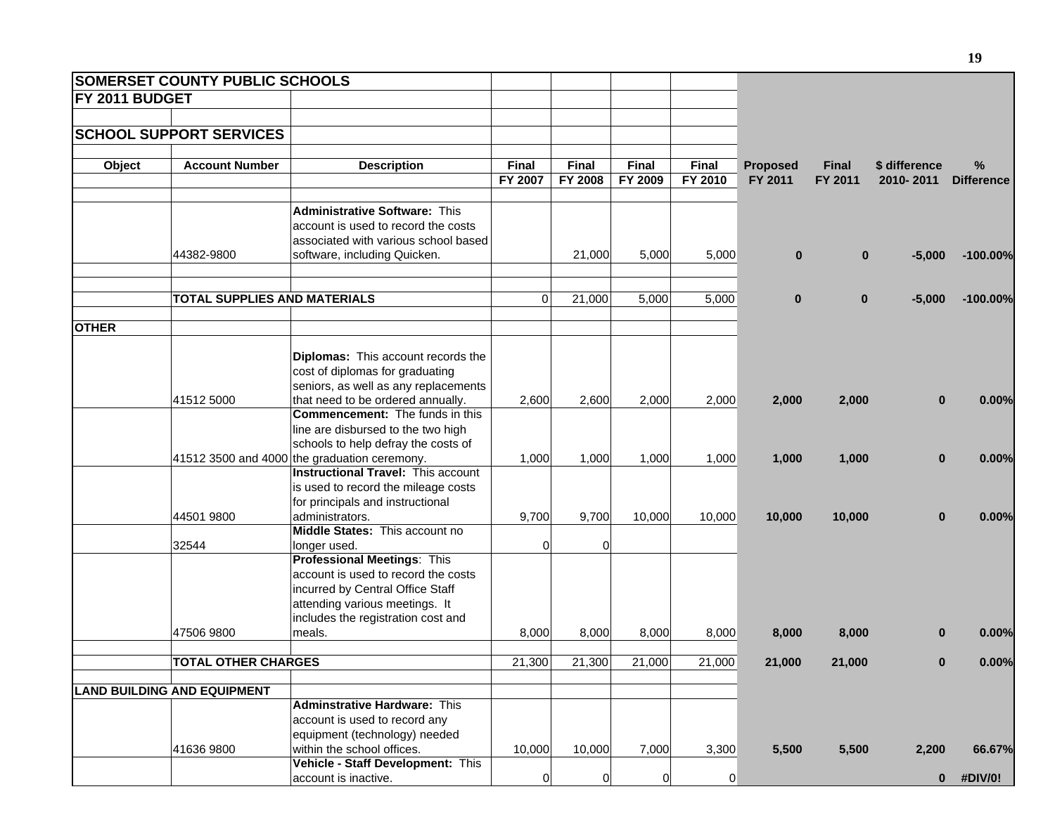| SOMERSET COUNTY PUBLIC SCHOOLS | | | | | | | | | | |
|---|---|---|---|---|---|---|---|---|---|---|
| **FY 2011 BUDGET** | | | | | | | | | | |
| **SCHOOL SUPPORT SERVICES** | | | | | | | | | | |
| **Object** | **Account Number** | **Description** | **Final FY 2007** | **Final FY 2008** | **Final FY 2009** | **Final FY 2010** | **Proposed FY 2011** | **Final FY 2011** | **$ difference 2010- 2011** | **% Difference** |
| | 44382-9800 | **Administrative Software:** This account is used to record the costs associated with various school based software, including Quicken. | | 21,000 | 5,000 | 5,000 | **0** | **0** | **-5,000** | **-100.00%** |
| | **TOTAL SUPPLIES AND MATERIALS** | | 0 | 21,000 | 5,000 | 5,000 | **0** | **0** | **-5,000** | **-100.00%** |
| **OTHER** | | | | | | | | | | |
| | 41512 5000 | **Diplomas:** This account records the cost of diplomas for graduating seniors, as well as any replacements that need to be ordered annually. | 2,600 | 2,600 | 2,000 | 2,000 | **2,000** | **2,000** | **0** | **0.00%** |
| | 41512 3500 and 4000 | **Commencement:** The funds in this line are disbursed to the two high schools to help defray the costs of the graduation ceremony. | 1,000 | 1,000 | 1,000 | 1,000 | **1,000** | **1,000** | **0** | **0.00%** |
| | 44501 9800 | **Instructional Travel:** This account is used to record the mileage costs for principals and instructional administrators. | 9,700 | 9,700 | 10,000 | 10,000 | **10,000** | **10,000** | **0** | **0.00%** |
| | 32544 | **Middle States:** This account no longer used. | 0 | 0 | | | | | | |
| | 47506 9800 | **Professional Meetings**: This account is used to record the costs incurred by Central Office Staff attending various meetings. It includes the registration cost and meals. | 8,000 | 8,000 | 8,000 | 8,000 | **8,000** | **8,000** | **0** | **0.00%** |
| | **TOTAL OTHER CHARGES** | | 21,300 | 21,300 | 21,000 | 21,000 | **21,000** | **21,000** | **0** | **0.00%** |
| **LAND BUILDING AND EQUIPMENT** | | | | | | | | | | |
| | 41636 9800 | **Adminstrative Hardware:** This account is used to record any equipment (technology) needed within the school offices. | 10,000 | 10,000 | 7,000 | 3,300 | **5,500** | **5,500** | **2,200** | **66.67%** |
| | | **Vehicle - Staff Development:** This account is inactive. | 0 | 0 | 0 | 0 | | | **0** | **#DIV/0!** |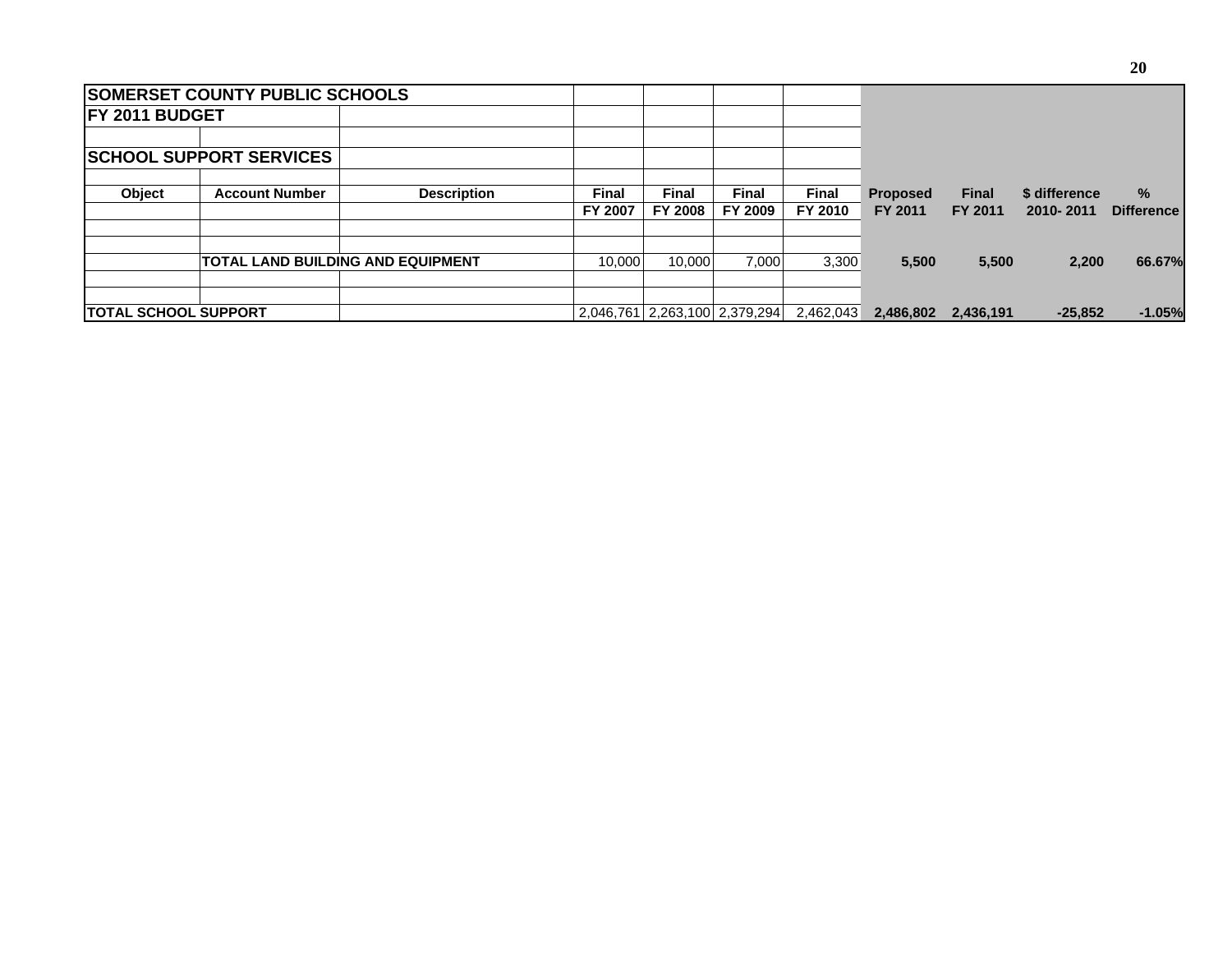| SOMERSET COUNTY PUBLIC SCHOOLS | | | | | | | | | | |
|---|---|---|---|---|---|---|---|---|---|---|
| **FY 2011 BUDGET** | | | | | | | | | | |
| | | | | | | | | | | |
| **SCHOOL SUPPORT SERVICES** | | | | | | | | | | |
| | | | | | | | | | | |
| **Object** | **Account Number** | **Description** | **Final** | **Final** | **Final** | **Final** | **Proposed** | **Final** | **$ difference** | **%** |
| | | | **FY 2007** | **FY 2008** | **FY 2009** | **FY 2010** | **FY 2011** | **FY 2011** | **2010- 2011** | **Difference** |
| | | | | | | | | | | |
| | | | | | | | | | | |
| | **TOTAL LAND BUILDING AND EQUIPMENT** | | 10,000 | 10,000 | 7,000 | 3,300 | **5,500** | **5,500** | **2,200** | **66.67%** |
| | | | | | | | | | | |
| | | | | | | | | | | |
| **TOTAL SCHOOL SUPPORT** | | | 2,046,761 | 2,263,100 | 2,379,294 | 2,462,043 | **2,486,802** | **2,436,191** | **-25,852** | **-1.05%** |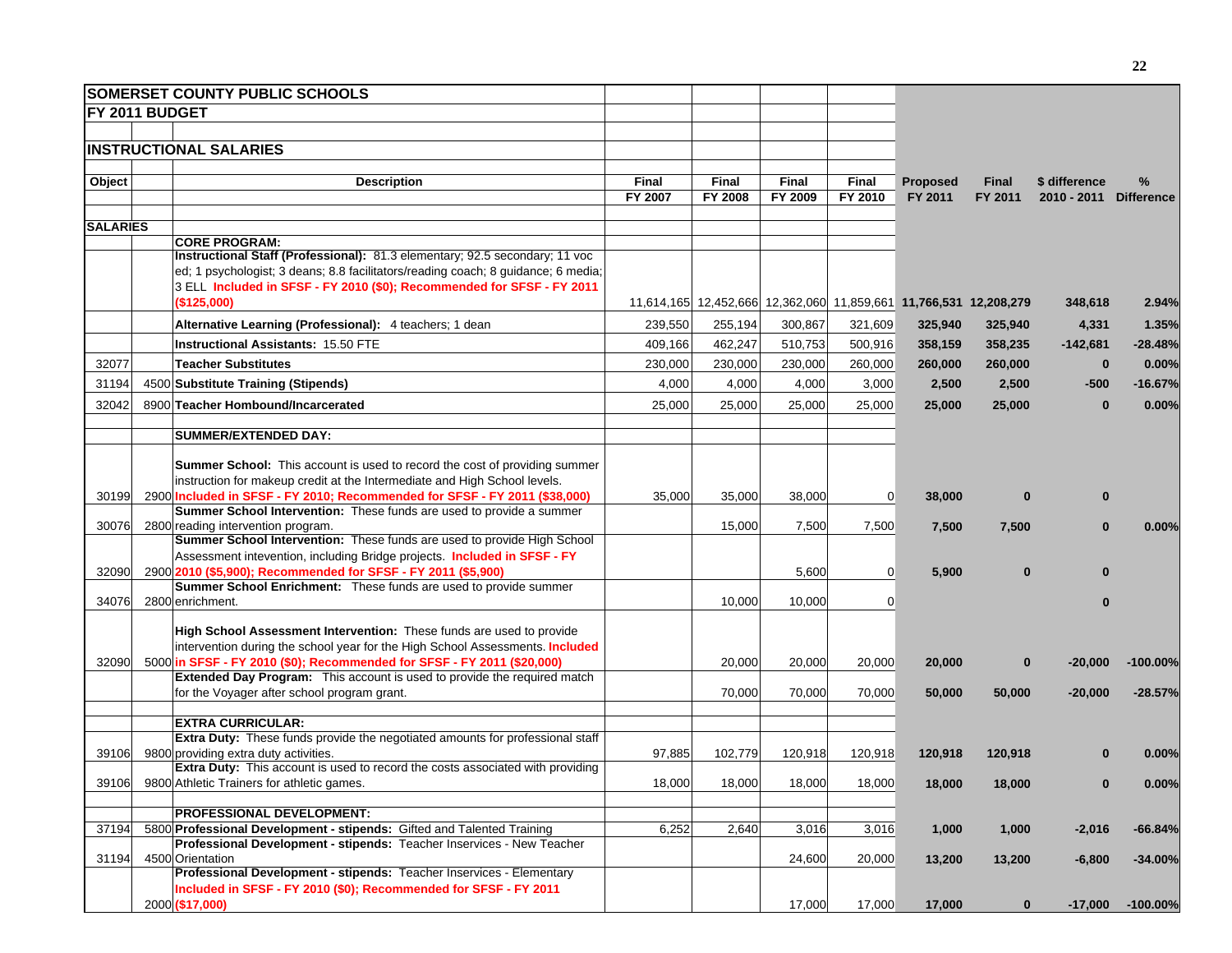## SOMERSET COUNTY PUBLIC SCHOOLS

## FY 2011 BUDGET

### INSTRUCTIONAL SALARIES

| Object | | Description | Final FY 2007 | Final FY 2008 | Final FY 2009 | Final FY 2010 | Proposed FY 2011 | Final FY 2011 | $ difference 2010 - 2011 | % Difference |
|---|---|---|---|---|---|---|---|---|---|---|
| **SALARIES** | | | | | | | | | | |
| | | **CORE PROGRAM:** | | | | | | | | |
| | | **Instructional Staff (Professional):** 81.3 elementary; 92.5 secondary; 11 voc ed; 1 psychologist; 3 deans; 8.8 facilitators/reading coach; 8 guidance; 6 media; 3 ELL **Included in SFSF - FY 2010 ($0); Recommended for SFSF - FY 2011 ($125,000)** | 11,614,165 | 12,452,666 | 12,362,060 | 11,859,661 | **11,766,531** | **12,208,279** | **348,618** | **2.94%** |
| | | **Alternative Learning (Professional):** 4 teachers; 1 dean | 239,550 | 255,194 | 300,867 | 321,609 | **325,940** | **325,940** | **4,331** | **1.35%** |
| | | **Instructional Assistants:** 15.50 FTE | 409,166 | 462,247 | 510,753 | 500,916 | **358,159** | **358,235** | **-142,681** | **-28.48%** |
| 32077 | | **Teacher Substitutes** | 230,000 | 230,000 | 230,000 | 260,000 | **260,000** | **260,000** | **0** | **0.00%** |
| 31194 | 4500 | **Substitute Training (Stipends)** | 4,000 | 4,000 | 4,000 | 3,000 | **2,500** | **2,500** | **-500** | **-16.67%** |
| 32042 | 8900 | **Teacher Hombound/Incarcerated** | 25,000 | 25,000 | 25,000 | 25,000 | **25,000** | **25,000** | **0** | **0.00%** |
| | | **SUMMER/EXTENDED DAY:** | | | | | | | | |
| 30199 | 2900 | **Summer School:** This account is used to record the cost of providing summer instruction for makeup credit at the Intermediate and High School levels. **Included in SFSF - FY 2010; Recommended for SFSF - FY 2011 ($38,000)** | 35,000 | 35,000 | 38,000 | 0 | **38,000** | **0** | **0** | |
| 30076 | 2800 | **Summer School Intervention:** These funds are used to provide a summer reading intervention program. | | 15,000 | 7,500 | 7,500 | **7,500** | **7,500** | **0** | **0.00%** |
| 32090 | 2900 | **Summer School Intervention:** These funds are used to provide High School Assessment intevention, including Bridge projects. **Included in SFSF - FY 2010 ($5,900); Recommended for SFSF - FY 2011 ($5,900)** | | | 5,600 | 0 | **5,900** | **0** | **0** | |
| 34076 | 2800 | **Summer School Enrichment:** These funds are used to provide summer enrichment. | | 10,000 | 10,000 | 0 | | | **0** | |
| 32090 | 5000 | **High School Assessment Intervention:** These funds are used to provide intervention during the school year for the High School Assessments. **Included in SFSF - FY 2010 ($0); Recommended for SFSF - FY 2011 ($20,000)** | | 20,000 | 20,000 | 20,000 | **20,000** | **0** | **-20,000** | **-100.00%** |
| | | **Extended Day Program:** This account is used to provide the required match for the Voyager after school program grant. | | 70,000 | 70,000 | 70,000 | **50,000** | **50,000** | **-20,000** | **-28.57%** |
| | | **EXTRA CURRICULAR:** | | | | | | | | |
| 39106 | 9800 | **Extra Duty:** These funds provide the negotiated amounts for professional staff providing extra duty activities. | 97,885 | 102,779 | 120,918 | 120,918 | **120,918** | **120,918** | **0** | **0.00%** |
| 39106 | 9800 | **Extra Duty:** This account is used to record the costs associated with providing Athletic Trainers for athletic games. | 18,000 | 18,000 | 18,000 | 18,000 | **18,000** | **18,000** | **0** | **0.00%** |
| | | **PROFESSIONAL DEVELOPMENT:** | | | | | | | | |
| 37194 | 5800 | **Professional Development - stipends:** Gifted and Talented Training | 6,252 | 2,640 | 3,016 | 3,016 | **1,000** | **1,000** | **-2,016** | **-66.84%** |
| 31194 | 4500 | **Professional Development - stipends:** Teacher Inservices - New Teacher Orientation | | | 24,600 | 20,000 | **13,200** | **13,200** | **-6,800** | **-34.00%** |
| | 2000 | **Professional Development - stipends:** Teacher Inservices - Elementary **Included in SFSF - FY 2010 ($0); Recommended for SFSF - FY 2011 ($17,000)** | | | 17,000 | 17,000 | **17,000** | **0** | **-17,000** | **-100.00%** |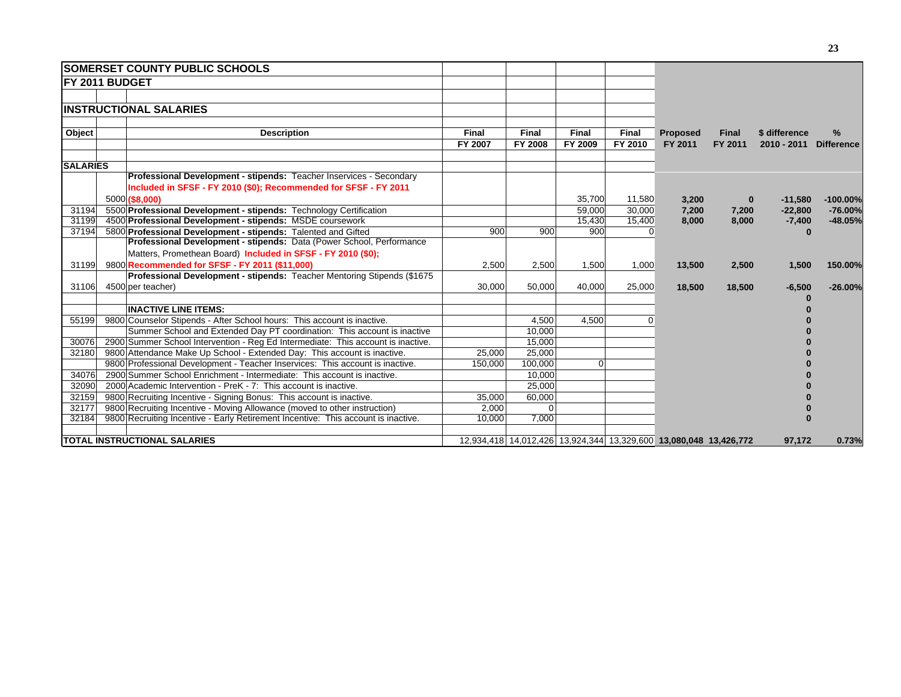# SOMERSET COUNTY PUBLIC SCHOOLS

## FY 2011 BUDGET

### INSTRUCTIONAL SALARIES

| Object | | Description | Final FY 2007 | Final FY 2008 | Final FY 2009 | Final FY 2010 | Proposed FY 2011 | Final FY 2011 | $ difference 2010 - 2011 | % Difference |
|---|---|---|---|---|---|---|---|---|---|---|
| **SALARIES** | | | | | | | | | | |
| | 5000 | **Professional Development - stipends:** Teacher Inservices - Secondary **Included in SFSF - FY 2010 ($0); Recommended for SFSF - FY 2011 ($8,000)** | | | 35,700 | 11,580 | **3,200** | **0** | **-11,580** | **-100.00%** |
| 31194 | 5500 | **Professional Development - stipends:** Technology Certification | | | 59,000 | 30,000 | **7,200** | **7,200** | **-22,800** | **-76.00%** |
| 31199 | 4500 | **Professional Development - stipends:** MSDE coursework | | | 15,430 | 15,400 | **8,000** | **8,000** | **-7,400** | **-48.05%** |
| 37194 | 5800 | **Professional Development - stipends:** Talented and Gifted | 900 | 900 | 900 | 0 | | | **0** | |
| 31199 | 9800 | **Professional Development - stipends:** Data (Power School, Performance Matters, Promethean Board) **Included in SFSF - FY 2010 ($0); Recommended for SFSF - FY 2011 ($11,000)** | 2,500 | 2,500 | 1,500 | 1,000 | **13,500** | **2,500** | **1,500** | **150.00%** |
| 31106 | 4500 | **Professional Development - stipends:** Teacher Mentoring Stipends ($1675 per teacher) | 30,000 | 50,000 | 40,000 | 25,000 | **18,500** | **18,500** | **-6,500** | **-26.00%** |
| | | | | | | | | | **0** | |
| | | **INACTIVE LINE ITEMS:** | | | | | | | **0** | |
| 55199 | 9800 | Counselor Stipends - After School hours: This account is inactive. | | 4,500 | 4,500 | 0 | | | **0** | |
| | | Summer School and Extended Day PT coordination: This account is inactive | | 10,000 | | | | | **0** | |
| 30076 | 2900 | Summer School Intervention - Reg Ed Intermediate: This account is inactive. | | 15,000 | | | | | **0** | |
| 32180 | 9800 | Attendance Make Up School - Extended Day: This account is inactive. | 25,000 | 25,000 | | | | | **0** | |
| | 9800 | Professional Development - Teacher Inservices: This account is inactive. | 150,000 | 100,000 | 0 | | | | **0** | |
| 34076 | 2900 | Summer School Enrichment - Intermediate: This account is inactive. | | 10,000 | | | | | **0** | |
| 32090 | 2000 | Academic Intervention - PreK - 7: This account is inactive. | | 25,000 | | | | | **0** | |
| 32159 | 9800 | Recruiting Incentive - Signing Bonus: This account is inactive. | 35,000 | 60,000 | | | | | **0** | |
| 32177 | 9800 | Recruiting Incentive - Moving Allowance (moved to other instruction) | 2,000 | 0 | | | | | **0** | |
| 32184 | 9800 | Recruiting Incentive - Early Retirement Incentive: This account is inactive. | 10,000 | 7,000 | | | | | **0** | |
| | | | | | | | | | | |
| **TOTAL INSTRUCTIONAL SALARIES** | | | 12,934,418 | 14,012,426 | 13,924,344 | 13,329,600 | **13,080,048** | **13,426,772** | **97,172** | **0.73%** |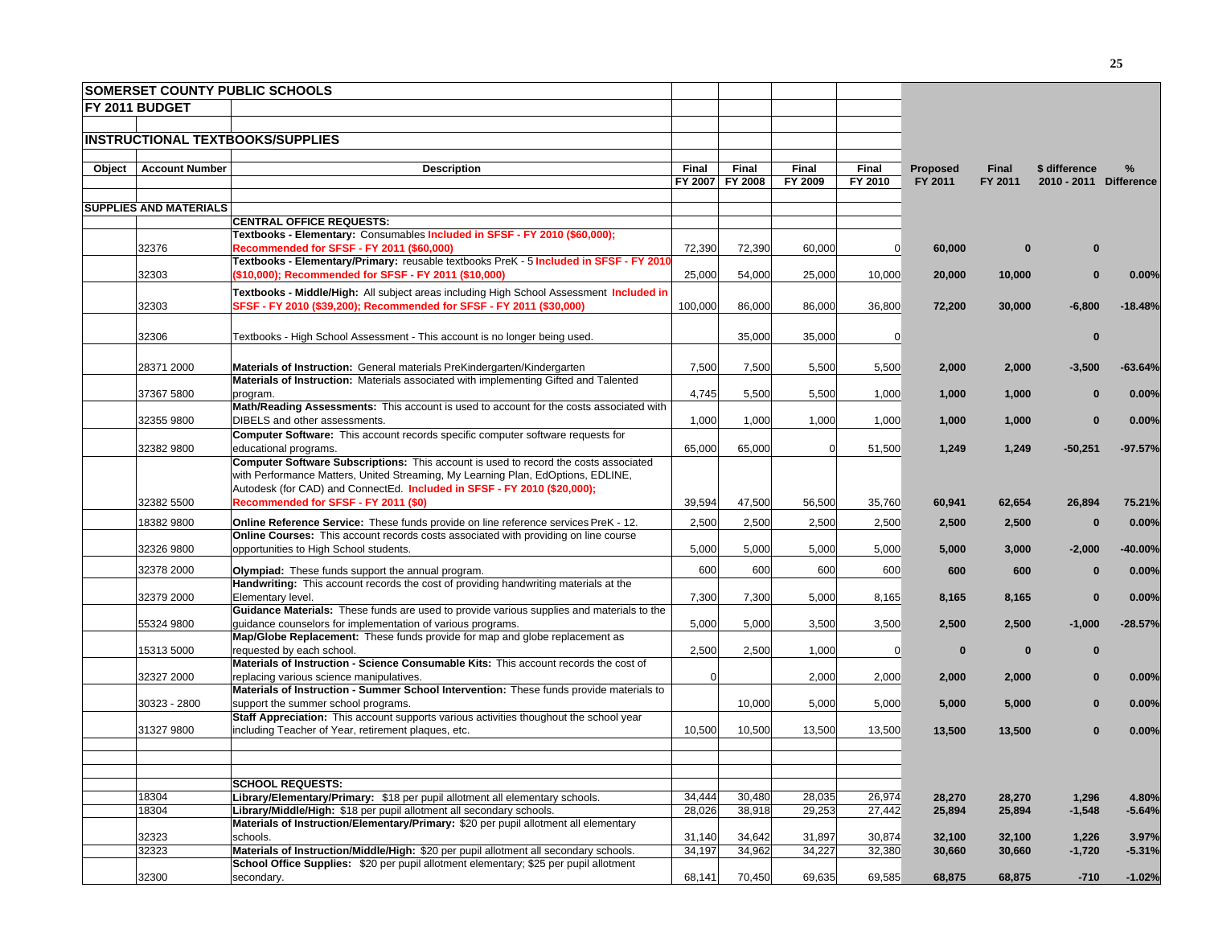## SOMERSET COUNTY PUBLIC SCHOOLS

## FY 2011 BUDGET

### INSTRUCTIONAL TEXTBOOKS/SUPPLIES

| Object | Account Number | Description | Final FY 2007 | Final FY 2008 | Final FY 2009 | Final FY 2010 | Proposed FY 2011 | Final FY 2011 | $ difference 2010 - 2011 | % Difference |
|---|---|---|---|---|---|---|---|---|---|---|
| SUPPLIES AND MATERIALS | | | | | | | | | | |
| | | **CENTRAL OFFICE REQUESTS:** | | | | | | | | |
| | 32376 | **Textbooks - Elementary:** Consumables **Included in SFSF - FY 2010 ($60,000); Recommended for SFSF - FY 2011 ($60,000)** | 72,390 | 72,390 | 60,000 | 0 | 60,000 | 0 | 0 | |
| | 32303 | **Textbooks - Elementary/Primary:** reusable textbooks PreK - 5 **Included in SFSF - FY 2010 ($10,000); Recommended for SFSF - FY 2011 ($10,000)** | 25,000 | 54,000 | 25,000 | 10,000 | 20,000 | 10,000 | 0 | 0.00% |
| | 32303 | **Textbooks - Middle/High:** All subject areas including High School Assessment **Included in SFSF - FY 2010 ($39,200); Recommended for SFSF - FY 2011 ($30,000)** | 100,000 | 86,000 | 86,000 | 36,800 | 72,200 | 30,000 | -6,800 | -18.48% |
| | 32306 | Textbooks - High School Assessment - This account is no longer being used. | | 35,000 | 35,000 | 0 | | | 0 | |
| | 28371 2000 | **Materials of Instruction:** General materials PreKindergarten/Kindergarten | 7,500 | 7,500 | 5,500 | 5,500 | 2,000 | 2,000 | -3,500 | -63.64% |
| | 37367 5800 | **Materials of Instruction:** Materials associated with implementing Gifted and Talented program. | 4,745 | 5,500 | 5,500 | 1,000 | 1,000 | 1,000 | 0 | 0.00% |
| | 32355 9800 | **Math/Reading Assessments:** This account is used to account for the costs associated with DIBELS and other assessments. | 1,000 | 1,000 | 1,000 | 1,000 | 1,000 | 1,000 | 0 | 0.00% |
| | 32382 9800 | **Computer Software:** This account records specific computer software requests for educational programs. | 65,000 | 65,000 | 0 | 51,500 | 1,249 | 1,249 | -50,251 | -97.57% |
| | 32382 5500 | **Computer Software Subscriptions:** This account is used to record the costs associated with Performance Matters, United Streaming, My Learning Plan, EdOptions, EDLINE, Autodesk (for CAD) and ConnectEd. **Included in SFSF - FY 2010 ($20,000); Recommended for SFSF - FY 2011 ($0)** | 39,594 | 47,500 | 56,500 | 35,760 | 60,941 | 62,654 | 26,894 | 75.21% |
| | 18382 9800 | **Online Reference Service:** These funds provide on line reference services PreK - 12. | 2,500 | 2,500 | 2,500 | 2,500 | 2,500 | 2,500 | 0 | 0.00% |
| | 32326 9800 | **Online Courses:** This account records costs associated with providing on line course opportunities to High School students. | 5,000 | 5,000 | 5,000 | 5,000 | 5,000 | 3,000 | -2,000 | -40.00% |
| | 32378 2000 | **Olympiad:** These funds support the annual program. | 600 | 600 | 600 | 600 | 600 | 600 | 0 | 0.00% |
| | 32379 2000 | **Handwriting:** This account records the cost of providing handwriting materials at the Elementary level. | 7,300 | 7,300 | 5,000 | 8,165 | 8,165 | 8,165 | 0 | 0.00% |
| | 55324 9800 | **Guidance Materials:** These funds are used to provide various supplies and materials to the guidance counselors for implementation of various programs. | 5,000 | 5,000 | 3,500 | 3,500 | 2,500 | 2,500 | -1,000 | -28.57% |
| | 15313 5000 | **Map/Globe Replacement:** These funds provide for map and globe replacement as requested by each school. | 2,500 | 2,500 | 1,000 | 0 | 0 | 0 | 0 | |
| | 32327 2000 | **Materials of Instruction - Science Consumable Kits:** This account records the cost of replacing various science manipulatives. | 0 | | 2,000 | 2,000 | 2,000 | 2,000 | 0 | 0.00% |
| | 30323 - 2800 | **Materials of Instruction - Summer School Intervention:** These funds provide materials to support the summer school programs. | | 10,000 | 5,000 | 5,000 | 5,000 | 5,000 | 0 | 0.00% |
| | 31327 9800 | **Staff Appreciation:** This account supports various activities thoughout the school year including Teacher of Year, retirement plaques, etc. | 10,500 | 10,500 | 13,500 | 13,500 | 13,500 | 13,500 | 0 | 0.00% |
| | | **SCHOOL REQUESTS:** | | | | | | | | |
| | 18304 | **Library/Elementary/Primary:** $18 per pupil allotment all elementary schools. | 34,444 | 30,480 | 28,035 | 26,974 | 28,270 | 28,270 | 1,296 | 4.80% |
| | 18304 | **Library/Middle/High:** $18 per pupil allotment all secondary schools. | 28,026 | 38,918 | 29,253 | 27,442 | 25,894 | 25,894 | -1,548 | -5.64% |
| | 32323 | **Materials of Instruction/Elementary/Primary:** $20 per pupil allotment all elementary schools. | 31,140 | 34,642 | 31,897 | 30,874 | 32,100 | 32,100 | 1,226 | 3.97% |
| | 32323 | **Materials of Instruction/Middle/High:** $20 per pupil allotment all secondary schools. | 34,197 | 34,962 | 34,227 | 32,380 | 30,660 | 30,660 | -1,720 | -5.31% |
| | 32300 | **School Office Supplies:** $20 per pupil allotment elementary; $25 per pupil allotment secondary. | 68,141 | 70,450 | 69,635 | 69,585 | 68,875 | 68,875 | -710 | -1.02% |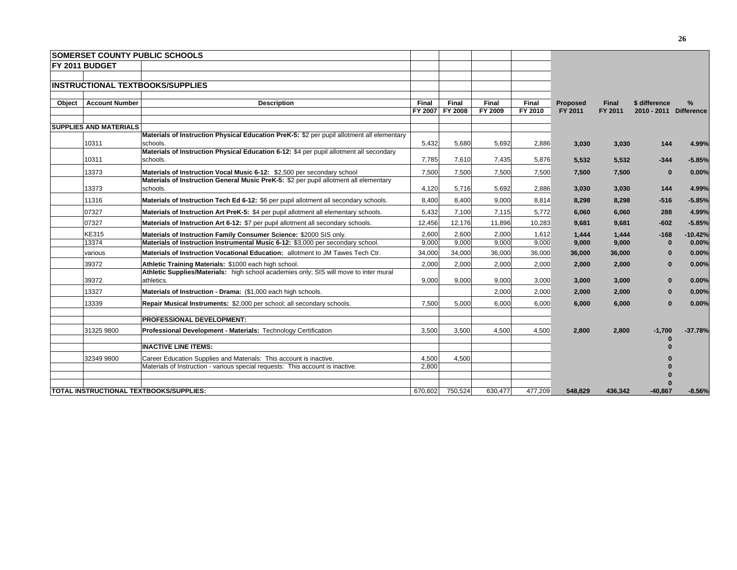## SOMERSET COUNTY PUBLIC SCHOOLS

## FY 2011 BUDGET

### INSTRUCTIONAL TEXTBOOKS/SUPPLIES

| Object | Account Number | Description | Final FY 2007 | Final FY 2008 | Final FY 2009 | Final FY 2010 | Proposed FY 2011 | Final FY 2011 | $ difference 2010 - 2011 | % Difference |
|---|---|---|---|---|---|---|---|---|---|---|
| **SUPPLIES AND MATERIALS** | | | | | | | | | | |
| | 10311 | **Materials of Instruction Physical Education PreK-5:** $2 per pupil allotment all elementary schools. | 5,432 | 5,680 | 5,692 | 2,886 | **3,030** | **3,030** | **144** | **4.99%** |
| | 10311 | **Materials of Instruction Physical Education 6-12:** $4 per pupil allotment all secondary schools. | 7,785 | 7,610 | 7,435 | 5,876 | **5,532** | **5,532** | **-344** | **-5.85%** |
| | 13373 | **Materials of Instruction Vocal Music 6-12:** $2,500 per secondary school | 7,500 | 7,500 | 7,500 | 7,500 | **7,500** | **7,500** | **0** | **0.00%** |
| | 13373 | **Materials of Instruction General Music PreK-5:** $2 per pupil allotment all elementary schools. | 4,120 | 5,716 | 5,692 | 2,886 | **3,030** | **3,030** | **144** | **4.99%** |
| | 11316 | **Materials of Instruction Tech Ed 6-12:** $6 per pupil allotment all secondary schools. | 8,400 | 8,400 | 9,000 | 8,814 | **8,298** | **8,298** | **-516** | **-5.85%** |
| | 07327 | **Materials of Instruction Art PreK-5:** $4 per pupil allotment all elementary schools. | 5,432 | 7,100 | 7,115 | 5,772 | **6,060** | **6,060** | **288** | **4.99%** |
| | 07327 | **Materials of Instruction Art 6-12:** $7 per pupil allotment all secondary schools. | 12,456 | 12,176 | 11,896 | 10,283 | **9,681** | **9,681** | **-602** | **-5.85%** |
| | KE315 | **Materials of Instruction Family Consumer Science:** $2000 SIS only. | 2,600 | 2,600 | 2,000 | 1,612 | **1,444** | **1,444** | **-168** | **-10.42%** |
| | 13374 | **Materials of Instruction Instrumental Music 6-12:** $3,000 per secondary school. | 9,000 | 9,000 | 9,000 | 9,000 | **9,000** | **9,000** | **0** | **0.00%** |
| | various | **Materials of Instruction Vocational Education:** allotment to JM Tawes Tech Ctr. | 34,000 | 34,000 | 36,000 | 36,000 | **36,000** | **36,000** | **0** | **0.00%** |
| | 39372 | **Athletic Training Materials:** $1000 each high school. | 2,000 | 2,000 | 2,000 | 2,000 | **2,000** | **2,000** | **0** | **0.00%** |
| | 39372 | **Athletic Supplies/Materials:** high school academies only; SIS will move to inter mural athletics. | 9,000 | 9,000 | 9,000 | 3,000 | **3,000** | **3,000** | **0** | **0.00%** |
| | 13327 | **Materials of Instruction - Drama:** ($1,000 each high schools. | | | 2,000 | 2,000 | **2,000** | **2,000** | **0** | **0.00%** |
| | 13339 | **Repair Musical Instruments:** $2,000 per school; all secondary schools. | 7,500 | 5,000 | 6,000 | 6,000 | **6,000** | **6,000** | **0** | **0.00%** |
| | | **PROFESSIONAL DEVELOPMENT:** | | | | | | | | |
| | 31325 9800 | **Professional Development - Materials:** Technology Certification | 3,500 | 3,500 | 4,500 | 4,500 | **2,800** | **2,800** | **-1,700** | **-37.78%** |
| | | | | | | | | | **0** | |
| | | **INACTIVE LINE ITEMS:** | | | | | | | **0** | |
| | 32349 9800 | Career Education Supplies and Materials: This account is inactive. | 4,500 | 4,500 | | | | | **0** | |
| | | Materials of Instruction - various special requests: This account is inactive. | 2,800 | | | | | | **0** | |
| | | | | | | | | | **0** | |
| | | | | | | | | | **0** | |
| **TOTAL INSTRUCTIONAL TEXTBOOKS/SUPPLIES:** | | | 670,602 | 750,524 | 630,477 | 477,209 | **548,829** | **436,342** | **-40,867** | **-8.56%** |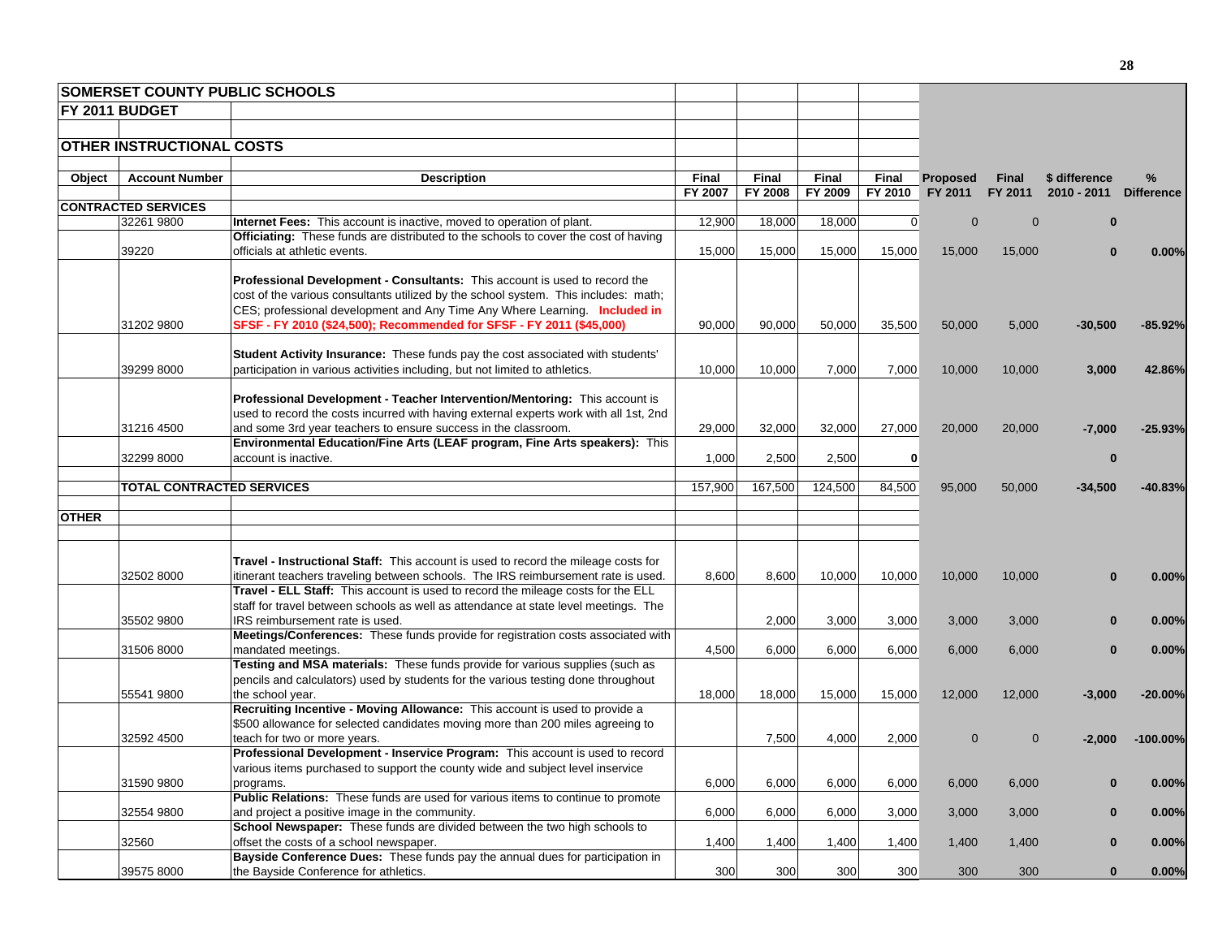| Object | Account Number | Description | Final FY 2007 | Final FY 2008 | Final FY 2009 | Final FY 2010 | Proposed FY 2011 | Final FY 2011 | $ difference 2010 - 2011 | % Difference |
|---|---|---|---|---|---|---|---|---|---|---|
| **SOMERSET COUNTY PUBLIC SCHOOLS** | | | | | | | | | | |
| **FY 2011 BUDGET** | | | | | | | | | | |
| **OTHER INSTRUCTIONAL COSTS** | | | | | | | | | | |
| **CONTRACTED SERVICES** | | | | | | | | | | |
| | 32261 9800 | **Internet Fees:** This account is inactive, moved to operation of plant. | 12,900 | 18,000 | 18,000 | 0 | 0 | 0 | **0** | |
| | 39220 | **Officiating:** These funds are distributed to the schools to cover the cost of having officials at athletic events. | 15,000 | 15,000 | 15,000 | 15,000 | 15,000 | 15,000 | **0** | **0.00%** |
| | 31202 9800 | **Professional Development - Consultants:** This account is used to record the cost of the various consultants utilized by the school system. This includes: math; CES; professional development and Any Time Any Where Learning. **Included in SFSF - FY 2010 ($24,500); Recommended for SFSF - FY 2011 ($45,000)** | 90,000 | 90,000 | 50,000 | 35,500 | 50,000 | 5,000 | **-30,500** | **-85.92%** |
| | 39299 8000 | **Student Activity Insurance:** These funds pay the cost associated with students' participation in various activities including, but not limited to athletics. | 10,000 | 10,000 | 7,000 | 7,000 | 10,000 | 10,000 | **3,000** | **42.86%** |
| | 31216 4500 | **Professional Development - Teacher Intervention/Mentoring:** This account is used to record the costs incurred with having external experts work with all 1st, 2nd and some 3rd year teachers to ensure success in the classroom. | 29,000 | 32,000 | 32,000 | 27,000 | 20,000 | 20,000 | **-7,000** | **-25.93%** |
| | 32299 8000 | **Environmental Education/Fine Arts (LEAF program, Fine Arts speakers):** This account is inactive. | 1,000 | 2,500 | 2,500 | **0** | | | **0** | |
| | **TOTAL CONTRACTED SERVICES** | | 157,900 | 167,500 | 124,500 | 84,500 | 95,000 | 50,000 | **-34,500** | **-40.83%** |
| **OTHER** | | | | | | | | | | |
| | 32502 8000 | **Travel - Instructional Staff:** This account is used to record the mileage costs for itinerant teachers traveling between schools. The IRS reimbursement rate is used. | 8,600 | 8,600 | 10,000 | 10,000 | 10,000 | 10,000 | **0** | **0.00%** |
| | 35502 9800 | **Travel - ELL Staff:** This account is used to record the mileage costs for the ELL staff for travel between schools as well as attendance at state level meetings. The IRS reimbursement rate is used. | | 2,000 | 3,000 | 3,000 | 3,000 | 3,000 | **0** | **0.00%** |
| | 31506 8000 | **Meetings/Conferences:** These funds provide for registration costs associated with mandated meetings. | 4,500 | 6,000 | 6,000 | 6,000 | 6,000 | 6,000 | **0** | **0.00%** |
| | 55541 9800 | **Testing and MSA materials:** These funds provide for various supplies (such as pencils and calculators) used by students for the various testing done throughout the school year. | 18,000 | 18,000 | 15,000 | 15,000 | 12,000 | 12,000 | **-3,000** | **-20.00%** |
| | 32592 4500 | **Recruiting Incentive - Moving Allowance:** This account is used to provide a $500 allowance for selected candidates moving more than 200 miles agreeing to teach for two or more years. | | 7,500 | 4,000 | 2,000 | 0 | 0 | **-2,000** | **-100.00%** |
| | 31590 9800 | **Professional Development - Inservice Program:** This account is used to record various items purchased to support the county wide and subject level inservice programs. | 6,000 | 6,000 | 6,000 | 6,000 | 6,000 | 6,000 | **0** | **0.00%** |
| | 32554 9800 | **Public Relations:** These funds are used for various items to continue to promote and project a positive image in the community. | 6,000 | 6,000 | 6,000 | 3,000 | 3,000 | 3,000 | **0** | **0.00%** |
| | 32560 | **School Newspaper:** These funds are divided between the two high schools to offset the costs of a school newspaper. | 1,400 | 1,400 | 1,400 | 1,400 | 1,400 | 1,400 | **0** | **0.00%** |
| | 39575 8000 | **Bayside Conference Dues:** These funds pay the annual dues for participation in the Bayside Conference for athletics. | 300 | 300 | 300 | 300 | 300 | 300 | **0** | **0.00%** |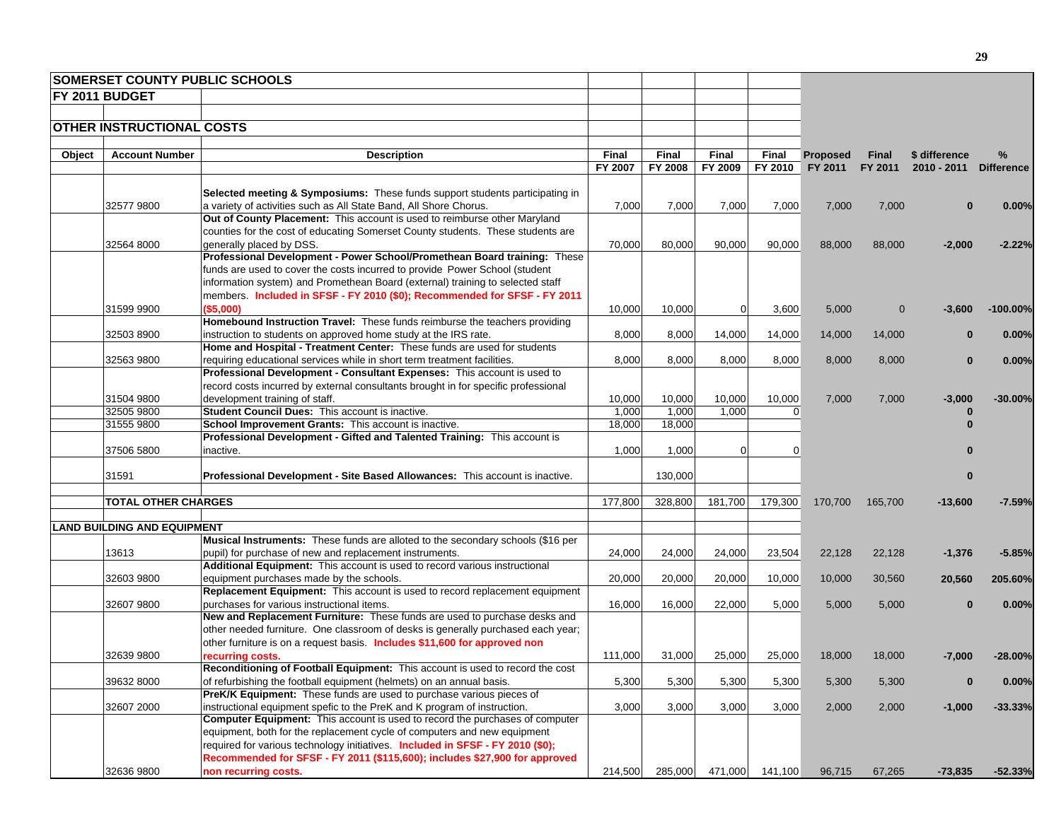**SOMERSET COUNTY PUBLIC SCHOOLS**

**FY 2011 BUDGET**

**OTHER INSTRUCTIONAL COSTS**

| Object | Account Number | Description | Final FY 2007 | Final FY 2008 | Final FY 2009 | Final FY 2010 | Proposed FY 2011 | Final FY 2011 | $ difference 2010 - 2011 | % Difference |
|---|---|---|---|---|---|---|---|---|---|---|
| | 32577 9800 | **Selected meeting & Symposiums:** These funds support students participating in a variety of activities such as All State Band, All Shore Chorus. | 7,000 | 7,000 | 7,000 | 7,000 | 7,000 | 7,000 | **0** | **0.00%** |
| | 32564 8000 | **Out of County Placement:** This account is used to reimburse other Maryland counties for the cost of educating Somerset County students. These students are generally placed by DSS. | 70,000 | 80,000 | 90,000 | 90,000 | 88,000 | 88,000 | **-2,000** | **-2.22%** |
| | 31599 9900 | **Professional Development - Power School/Promethean Board training:** These funds are used to cover the costs incurred to provide Power School (student information system) and Promethean Board (external) training to selected staff members. **Included in SFSF - FY 2010 ($0); Recommended for SFSF - FY 2011 ($5,000)** | 10,000 | 10,000 | 0 | 3,600 | 5,000 | 0 | **-3,600** | **-100.00%** |
| | 32503 8900 | **Homebound Instruction Travel:** These funds reimburse the teachers providing instruction to students on approved home study at the IRS rate. | 8,000 | 8,000 | 14,000 | 14,000 | 14,000 | 14,000 | **0** | **0.00%** |
| | 32563 9800 | **Home and Hospital - Treatment Center:** These funds are used for students requiring educational services while in short term treatment facilities. | 8,000 | 8,000 | 8,000 | 8,000 | 8,000 | 8,000 | **0** | **0.00%** |
| | 31504 9800 | **Professional Development - Consultant Expenses:** This account is used to record costs incurred by external consultants brought in for specific professional development training of staff. | 10,000 | 10,000 | 10,000 | 10,000 | 7,000 | 7,000 | **-3,000** | **-30.00%** |
| | 32505 9800 | **Student Council Dues:** This account is inactive. | 1,000 | 1,000 | 1,000 | 0 | | | **0** | |
| | 31555 9800 | **School Improvement Grants:** This account is inactive. | 18,000 | 18,000 | | | | | **0** | |
| | 37506 5800 | **Professional Development - Gifted and Talented Training:** This account is inactive. | 1,000 | 1,000 | 0 | 0 | | | **0** | |
| | 31591 | **Professional Development - Site Based Allowances:** This account is inactive. | | 130,000 | | | | | **0** | |
| | **TOTAL OTHER CHARGES** | | 177,800 | 328,800 | 181,700 | 179,300 | 170,700 | 165,700 | **-13,600** | **-7.59%** |
| **LAND BUILDING AND EQUIPMENT** | | | | | | | | | | |
| | 13613 | **Musical Instruments:** These funds are alloted to the secondary schools ($16 per pupil) for purchase of new and replacement instruments. | 24,000 | 24,000 | 24,000 | 23,504 | 22,128 | 22,128 | **-1,376** | **-5.85%** |
| | 32603 9800 | **Additional Equipment:** This account is used to record various instructional equipment purchases made by the schools. | 20,000 | 20,000 | 20,000 | 10,000 | 10,000 | 30,560 | **20,560** | **205.60%** |
| | 32607 9800 | **Replacement Equipment:** This account is used to record replacement equipment purchases for various instructional items. | 16,000 | 16,000 | 22,000 | 5,000 | 5,000 | 5,000 | **0** | **0.00%** |
| | 32639 9800 | **New and Replacement Furniture:** These funds are used to purchase desks and other needed furniture. One classroom of desks is generally purchased each year; other furniture is on a request basis. **Includes $11,600 for approved non recurring costs.** | 111,000 | 31,000 | 25,000 | 25,000 | 18,000 | 18,000 | **-7,000** | **-28.00%** |
| | 39632 8000 | **Reconditioning of Football Equipment:** This account is used to record the cost of refurbishing the football equipment (helmets) on an annual basis. | 5,300 | 5,300 | 5,300 | 5,300 | 5,300 | 5,300 | **0** | **0.00%** |
| | 32607 2000 | **PreK/K Equipment:** These funds are used to purchase various pieces of instructional equipment spefic to the PreK and K program of instruction. | 3,000 | 3,000 | 3,000 | 3,000 | 2,000 | 2,000 | **-1,000** | **-33.33%** |
| | 32636 9800 | **Computer Equipment:** This account is used to record the purchases of computer equipment, both for the replacement cycle of computers and new equipment required for various technology initiatives. **Included in SFSF - FY 2010 ($0); Recommended for SFSF - FY 2011 ($115,600); includes $27,900 for approved non recurring costs.** | 214,500 | 285,000 | 471,000 | 141,100 | 96,715 | 67,265 | **-73,835** | **-52.33%** |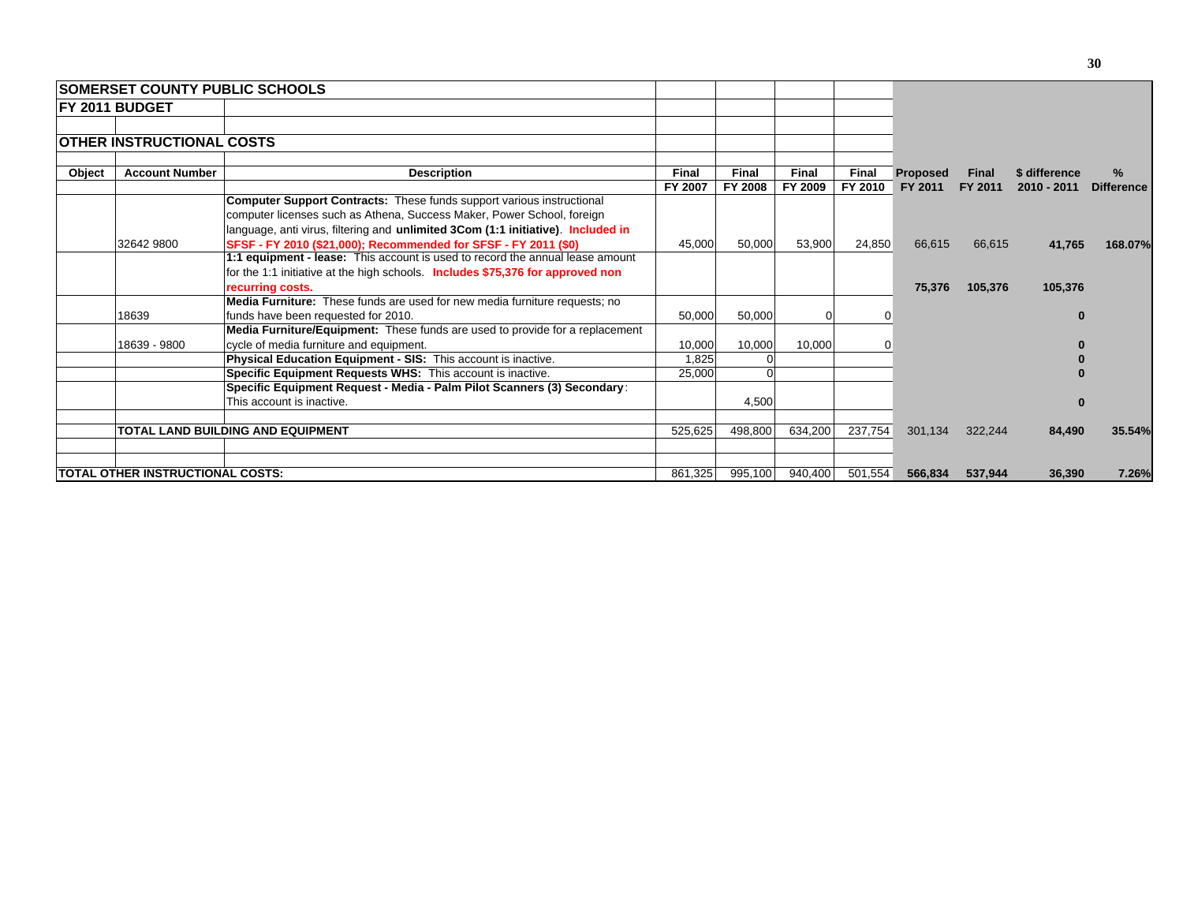| **SOMERSET COUNTY PUBLIC SCHOOLS** | | | | | | | | | | |
|---|---|---|---|---|---|---|---|---|---|---|
| **FY 2011 BUDGET** | | | | | | | | | | |
| | | | | | | | | | | |
| **OTHER INSTRUCTIONAL COSTS** | | | | | | | | | | |
| | | | | | | | | | | |
| **Object** | **Account Number** | **Description** | **Final FY 2007** | **Final FY 2008** | **Final FY 2009** | **Final FY 2010** | **Proposed FY 2011** | **Final FY 2011** | **$ difference 2010 - 2011** | **% Difference** |
| | 32642 9800 | **Computer Support Contracts:** These funds support various instructional computer licenses such as Athena, Success Maker, Power School, foreign language, anti virus, filtering and **unlimited 3Com (1:1 initiative)**. **Included in SFSF - FY 2010 ($21,000); Recommended for SFSF - FY 2011 ($0)** | 45,000 | 50,000 | 53,900 | 24,850 | 66,615 | 66,615 | **41,765** | **168.07%** |
| | | **1:1 equipment - lease:** This account is used to record the annual lease amount for the 1:1 initiative at the high schools. **Includes $75,376 for approved non recurring costs.** | | | | | **75,376** | **105,376** | **105,376** | |
| | 18639 | **Media Furniture:** These funds are used for new media furniture requests; no funds have been requested for 2010. | 50,000 | 50,000 | 0 | 0 | | | **0** | |
| | 18639 - 9800 | **Media Furniture/Equipment:** These funds are used to provide for a replacement cycle of media furniture and equipment. | 10,000 | 10,000 | 10,000 | 0 | | | **0** | |
| | | **Physical Education Equipment - SIS:** This account is inactive. | 1,825 | 0 | | | | | **0** | |
| | | **Specific Equipment Requests WHS:** This account is inactive. | 25,000 | 0 | | | | | **0** | |
| | | **Specific Equipment Request - Media - Palm Pilot Scanners (3) Secondary**: This account is inactive. | | 4,500 | | | | | **0** | |
| | | | | | | | | | | |
| | **TOTAL LAND BUILDING AND EQUIPMENT** | | 525,625 | 498,800 | 634,200 | 237,754 | 301,134 | 322,244 | **84,490** | **35.54%** |
| | | | | | | | | | | |
| | | | | | | | | | | |
| **TOTAL OTHER INSTRUCTIONAL COSTS:** | | | 861,325 | 995,100 | 940,400 | 501,554 | **566,834** | **537,944** | **36,390** | **7.26%** |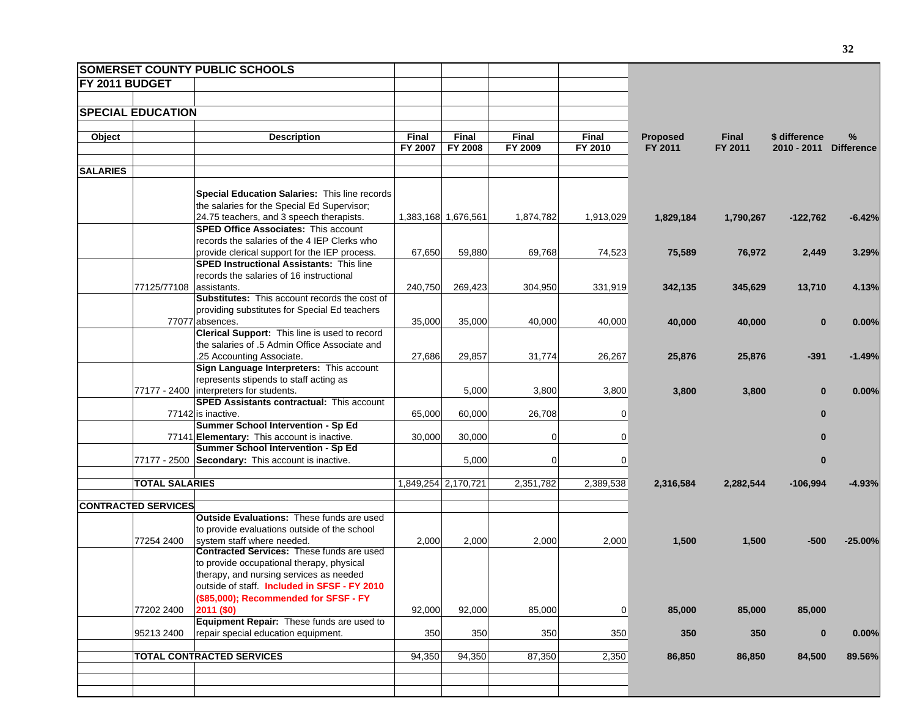**SOMERSET COUNTY PUBLIC SCHOOLS**

**FY 2011 BUDGET**

**SPECIAL EDUCATION**

| Object | | Description | Final FY 2007 | Final FY 2008 | Final FY 2009 | Final FY 2010 | Proposed FY 2011 | Final FY 2011 | $ difference 2010 - 2011 | % Difference |
|---|---|---|---|---|---|---|---|---|---|---|
| **SALARIES** | | | | | | | | | | |
| | | **Special Education Salaries:** This line records the salaries for the Special Ed Supervisor; 24.75 teachers, and 3 speech therapists. | 1,383,168 | 1,676,561 | 1,874,782 | 1,913,029 | **1,829,184** | **1,790,267** | **-122,762** | **-6.42%** |
| | | **SPED Office Associates:** This account records the salaries of the 4 IEP Clerks who provide clerical support for the IEP process. | 67,650 | 59,880 | 69,768 | 74,523 | **75,589** | **76,972** | **2,449** | **3.29%** |
| | 77125/77108 | **SPED Instructional Assistants:** This line records the salaries of 16 instructional assistants. | 240,750 | 269,423 | 304,950 | 331,919 | **342,135** | **345,629** | **13,710** | **4.13%** |
| | 77077 | **Substitutes:** This account records the cost of providing substitutes for Special Ed teachers absences. | 35,000 | 35,000 | 40,000 | 40,000 | **40,000** | **40,000** | **0** | **0.00%** |
| | | **Clerical Support:** This line is used to record the salaries of .5 Admin Office Associate and .25 Accounting Associate. | 27,686 | 29,857 | 31,774 | 26,267 | **25,876** | **25,876** | **-391** | **-1.49%** |
| | 77177 - 2400 | **Sign Language Interpreters:** This account represents stipends to staff acting as interpreters for students. | | 5,000 | 3,800 | 3,800 | **3,800** | **3,800** | **0** | **0.00%** |
| | 77142 | **SPED Assistants contractual:** This account is inactive. | 65,000 | 60,000 | 26,708 | 0 | | | **0** | |
| | 77141 | **Summer School Intervention - Sp Ed Elementary:** This account is inactive. | 30,000 | 30,000 | 0 | 0 | | | **0** | |
| | 77177 - 2500 | **Summer School Intervention - Sp Ed Secondary:** This account is inactive. | | 5,000 | 0 | 0 | | | **0** | |
| | **TOTAL SALARIES** | | 1,849,254 | 2,170,721 | 2,351,782 | 2,389,538 | **2,316,584** | **2,282,544** | **-106,994** | **-4.93%** |
| **CONTRACTED SERVICES** | | | | | | | | | | |
| | 77254 2400 | **Outside Evaluations:** These funds are used to provide evaluations outside of the school system staff where needed. | 2,000 | 2,000 | 2,000 | 2,000 | **1,500** | **1,500** | **-500** | **-25.00%** |
| | 77202 2400 | **Contracted Services:** These funds are used to provide occupational therapy, physical therapy, and nursing services as needed outside of staff. **Included in SFSF - FY 2010 ($85,000); Recommended for SFSF - FY 2011 ($0)** | 92,000 | 92,000 | 85,000 | 0 | **85,000** | **85,000** | **85,000** | |
| | 95213 2400 | **Equipment Repair:** These funds are used to repair special education equipment. | 350 | 350 | 350 | 350 | **350** | **350** | **0** | **0.00%** |
| | **TOTAL CONTRACTED SERVICES** | | 94,350 | 94,350 | 87,350 | 2,350 | **86,850** | **86,850** | **84,500** | **89.56%** |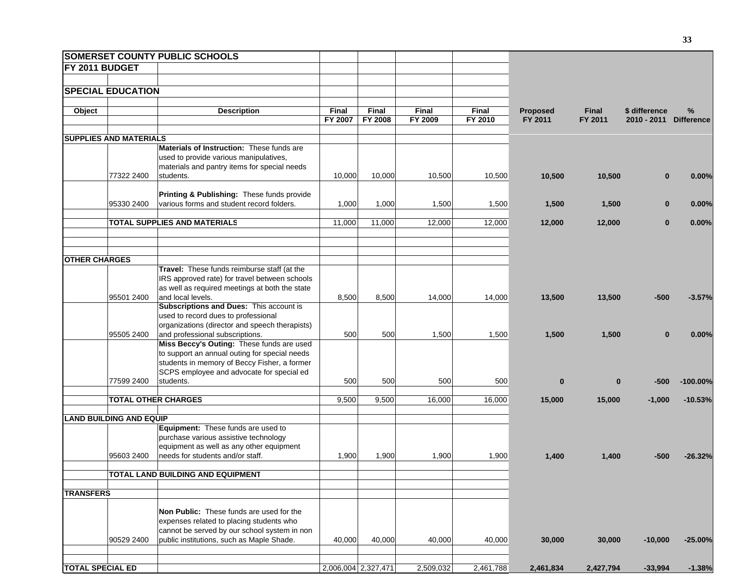**SOMERSET COUNTY PUBLIC SCHOOLS**

**FY 2011 BUDGET**

**SPECIAL EDUCATION**

| Object | | Description | Final FY 2007 | Final FY 2008 | Final FY 2009 | Final FY 2010 | Proposed FY 2011 | Final FY 2011 | $ difference 2010 - 2011 | % Difference |
|---|---|---|---|---|---|---|---|---|---|---|
| **SUPPLIES AND MATERIALS** | | | | | | | | | | |
| | 77322 2400 | **Materials of Instruction:** These funds are used to provide various manipulatives, materials and pantry items for special needs students. | 10,000 | 10,000 | 10,500 | 10,500 | **10,500** | **10,500** | **0** | **0.00%** |
| | 95330 2400 | **Printing & Publishing:** These funds provide various forms and student record folders. | 1,000 | 1,000 | 1,500 | 1,500 | **1,500** | **1,500** | **0** | **0.00%** |
| | **TOTAL SUPPLIES AND MATERIALS** | | 11,000 | 11,000 | 12,000 | 12,000 | **12,000** | **12,000** | **0** | **0.00%** |
| **OTHER CHARGES** | | | | | | | | | | |
| | 95501 2400 | **Travel:** These funds reimburse staff (at the IRS approved rate) for travel between schools as well as required meetings at both the state and local levels. | 8,500 | 8,500 | 14,000 | 14,000 | **13,500** | **13,500** | **-500** | **-3.57%** |
| | 95505 2400 | **Subscriptions and Dues:** This account is used to record dues to professional organizations (director and speech therapists) and professional subscriptions. | 500 | 500 | 1,500 | 1,500 | **1,500** | **1,500** | **0** | **0.00%** |
| | 77599 2400 | **Miss Beccy's Outing:** These funds are used to support an annual outing for special needs students in memory of Beccy Fisher, a former SCPS employee and advocate for special ed students. | 500 | 500 | 500 | 500 | **0** | **0** | **-500** | **-100.00%** |
| | **TOTAL OTHER CHARGES** | | 9,500 | 9,500 | 16,000 | 16,000 | **15,000** | **15,000** | **-1,000** | **-10.53%** |
| **LAND BUILDING AND EQUIP** | | | | | | | | | | |
| | 95603 2400 | **Equipment:** These funds are used to purchase various assistive technology equipment as well as any other equipment needs for students and/or staff. | 1,900 | 1,900 | 1,900 | 1,900 | **1,400** | **1,400** | **-500** | **-26.32%** |
| | **TOTAL LAND BUILDING AND EQUIPMENT** | | | | | | | | | |
| **TRANSFERS** | | | | | | | | | | |
| | 90529 2400 | **Non Public:** These funds are used for the expenses related to placing students who cannot be served by our school system in non public institutions, such as Maple Shade. | 40,000 | 40,000 | 40,000 | 40,000 | **30,000** | **30,000** | **-10,000** | **-25.00%** |
| **TOTAL SPECIAL ED** | | | 2,006,004 | 2,327,471 | 2,509,032 | 2,461,788 | **2,461,834** | **2,427,794** | **-33,994** | **-1.38%** |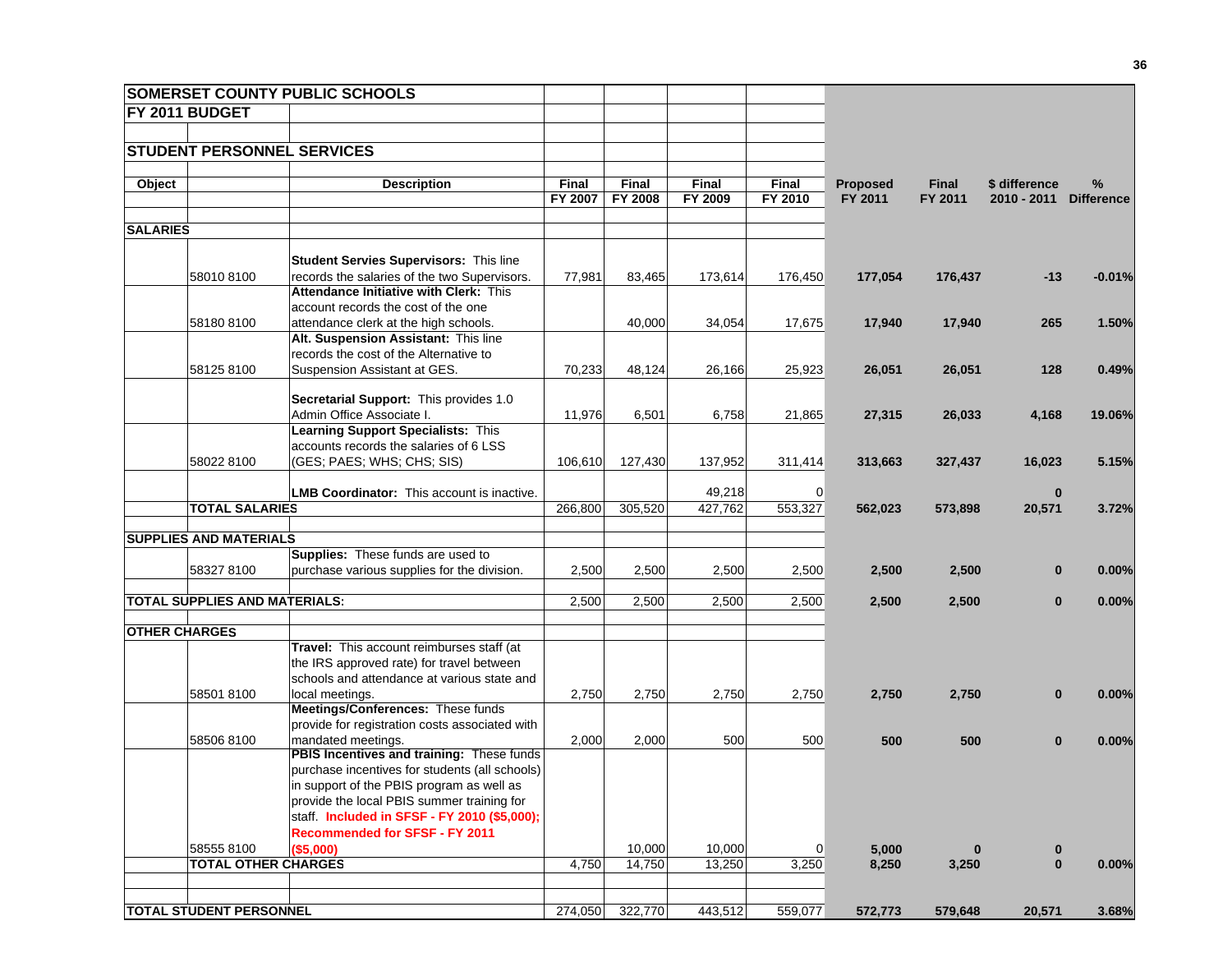# SOMERSET COUNTY PUBLIC SCHOOLS

## FY 2011 BUDGET

## STUDENT PERSONNEL SERVICES

| Object | | Description | Final FY 2007 | Final FY 2008 | Final FY 2009 | Final FY 2010 | Proposed FY 2011 | Final FY 2011 | $ difference 2010 - 2011 | % Difference |
|---|---|---|---|---|---|---|---|---|---|---|
| **SALARIES** | | | | | | | | | | |
| | 58010 8100 | **Student Servies Supervisors:** This line records the salaries of the two Supervisors. | 77,981 | 83,465 | 173,614 | 176,450 | **177,054** | **176,437** | **-13** | **-0.01%** |
| | 58180 8100 | **Attendance Initiative with Clerk:** This account records the cost of the one attendance clerk at the high schools. | | 40,000 | 34,054 | 17,675 | **17,940** | **17,940** | **265** | **1.50%** |
| | 58125 8100 | **Alt. Suspension Assistant:** This line records the cost of the Alternative to Suspension Assistant at GES. | 70,233 | 48,124 | 26,166 | 25,923 | **26,051** | **26,051** | **128** | **0.49%** |
| | | **Secretarial Support:** This provides 1.0 Admin Office Associate I. | 11,976 | 6,501 | 6,758 | 21,865 | **27,315** | **26,033** | **4,168** | **19.06%** |
| | 58022 8100 | **Learning Support Specialists:** This accounts records the salaries of 6 LSS (GES; PAES; WHS; CHS; SIS) | 106,610 | 127,430 | 137,952 | 311,414 | **313,663** | **327,437** | **16,023** | **5.15%** |
| | | **LMB Coordinator:** This account is inactive. | | | 49,218 | 0 | | | **0** | |
| | **TOTAL SALARIES** | | 266,800 | 305,520 | 427,762 | 553,327 | **562,023** | **573,898** | **20,571** | **3.72%** |
| **SUPPLIES AND MATERIALS** | | | | | | | | | | |
| | 58327 8100 | **Supplies:** These funds are used to purchase various supplies for the division. | 2,500 | 2,500 | 2,500 | 2,500 | **2,500** | **2,500** | **0** | **0.00%** |
| **TOTAL SUPPLIES AND MATERIALS:** | | | 2,500 | 2,500 | 2,500 | 2,500 | **2,500** | **2,500** | **0** | **0.00%** |
| **OTHER CHARGES** | | | | | | | | | | |
| | 58501 8100 | **Travel:** This account reimburses staff (at the IRS approved rate) for travel between schools and attendance at various state and local meetings. | 2,750 | 2,750 | 2,750 | 2,750 | **2,750** | **2,750** | **0** | **0.00%** |
| | 58506 8100 | **Meetings/Conferences:** These funds provide for registration costs associated with mandated meetings. | 2,000 | 2,000 | 500 | 500 | **500** | **500** | **0** | **0.00%** |
| | 58555 8100 | **PBIS Incentives and training:** These funds purchase incentives for students (all schools) in support of the PBIS program as well as provide the local PBIS summer training for staff. **Included in SFSF - FY 2010 ($5,000); Recommended for SFSF - FY 2011 ($5,000)** | | 10,000 | 10,000 | 0 | **5,000** | **0** | **0** | |
| | **TOTAL OTHER CHARGES** | | 4,750 | 14,750 | 13,250 | 3,250 | **8,250** | **3,250** | **0** | **0.00%** |
| **TOTAL STUDENT PERSONNEL** | | | 274,050 | 322,770 | 443,512 | 559,077 | **572,773** | **579,648** | **20,571** | **3.68%** |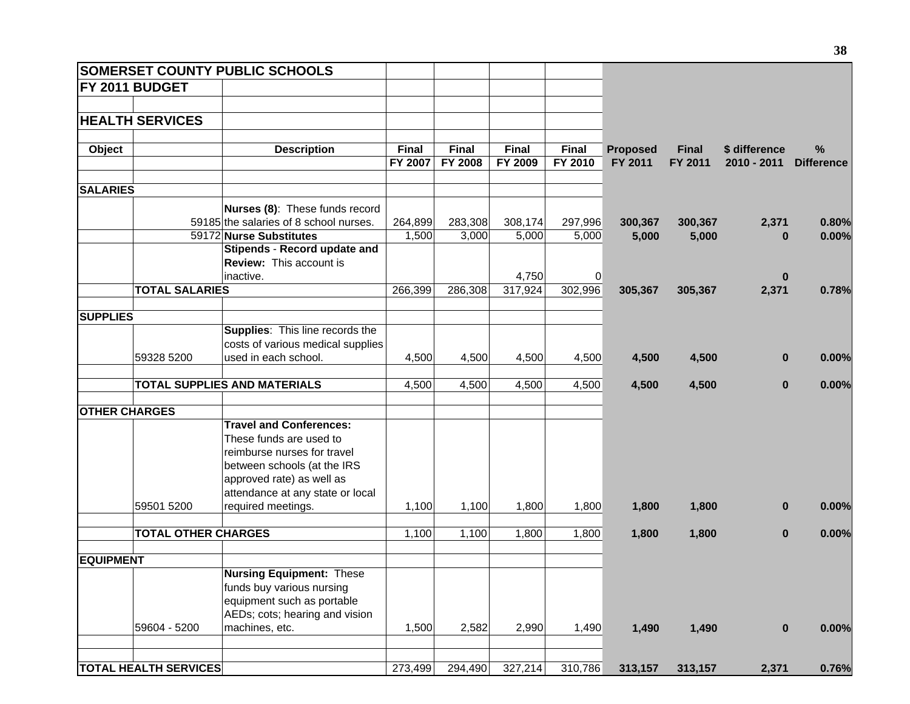| SOMERSET COUNTY PUBLIC SCHOOLS | | | | | | | | | | |
|---|---|---|---|---|---|---|---|---|---|---|
| **FY 2011 BUDGET** | | | | | | | | | | |
| | | | | | | | | | | |
| **HEALTH SERVICES** | | | | | | | | | | |
| | | | | | | | | | | |
| **Object** | | **Description** | **Final FY 2007** | **Final FY 2008** | **Final FY 2009** | **Final FY 2010** | **Proposed FY 2011** | **Final FY 2011** | **$ difference 2010 - 2011** | **% Difference** |
| | | | | | | | | | | |
| **SALARIES** | | | | | | | | | | |
| | 59185 | **Nurses (8)**: These funds record the salaries of 8 school nurses. | 264,899 | 283,308 | 308,174 | 297,996 | **300,367** | **300,367** | **2,371** | **0.80%** |
| | 59172 | **Nurse Substitutes** | 1,500 | 3,000 | 5,000 | 5,000 | **5,000** | **5,000** | **0** | **0.00%** |
| | | **Stipends - Record update and Review:** This account is inactive. | | | 4,750 | 0 | | | **0** | |
| | **TOTAL SALARIES** | | 266,399 | 286,308 | 317,924 | 302,996 | **305,367** | **305,367** | **2,371** | **0.78%** |
| | | | | | | | | | | |
| **SUPPLIES** | | | | | | | | | | |
| | 59328 5200 | **Supplies**: This line records the costs of various medical supplies used in each school. | 4,500 | 4,500 | 4,500 | 4,500 | **4,500** | **4,500** | **0** | **0.00%** |
| | | | | | | | | | | |
| | **TOTAL SUPPLIES AND MATERIALS** | | 4,500 | 4,500 | 4,500 | 4,500 | **4,500** | **4,500** | **0** | **0.00%** |
| | | | | | | | | | | |
| **OTHER CHARGES** | | | | | | | | | | |
| | 59501 5200 | **Travel and Conferences:** These funds are used to reimburse nurses for travel between schools (at the IRS approved rate) as well as attendance at any state or local required meetings. | 1,100 | 1,100 | 1,800 | 1,800 | **1,800** | **1,800** | **0** | **0.00%** |
| | | | | | | | | | | |
| | **TOTAL OTHER CHARGES** | | 1,100 | 1,100 | 1,800 | 1,800 | **1,800** | **1,800** | **0** | **0.00%** |
| | | | | | | | | | | |
| **EQUIPMENT** | | | | | | | | | | |
| | 59604 - 5200 | **Nursing Equipment:** These funds buy various nursing equipment such as portable AEDs; cots; hearing and vision machines, etc. | 1,500 | 2,582 | 2,990 | 1,490 | **1,490** | **1,490** | **0** | **0.00%** |
| | | | | | | | | | | |
| | | | | | | | | | | |
| **TOTAL HEALTH SERVICES** | | | 273,499 | 294,490 | 327,214 | 310,786 | **313,157** | **313,157** | **2,371** | **0.76%** |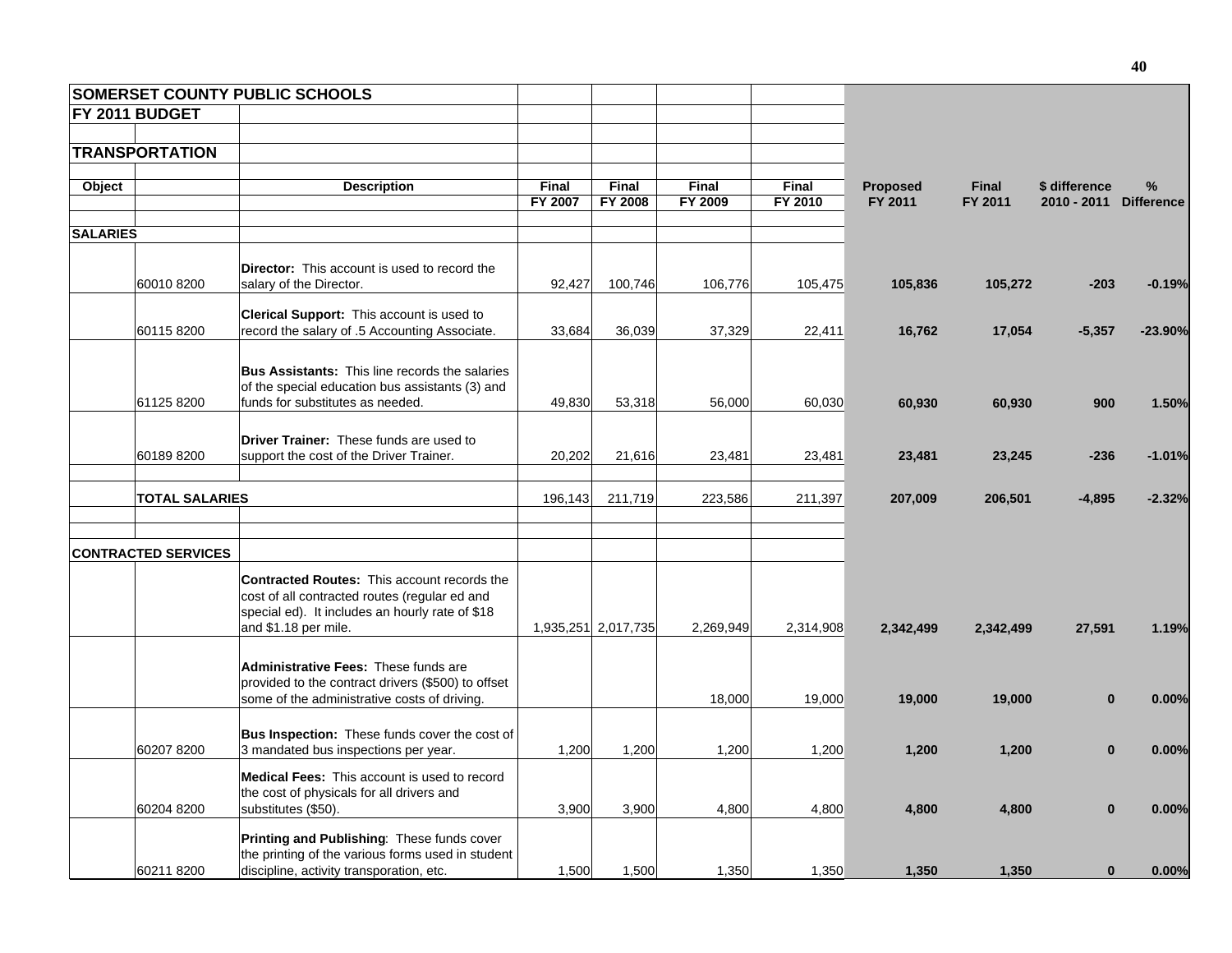# SOMERSET COUNTY PUBLIC SCHOOLS

## FY 2011 BUDGET

### TRANSPORTATION

| Object | | Description | Final FY 2007 | Final FY 2008 | Final FY 2009 | Final FY 2010 | Proposed FY 2011 | Final FY 2011 | $ difference 2010 - 2011 | % Difference |
|---|---|---|---|---|---|---|---|---|---|---|
| **SALARIES** | | | | | | | | | | |
| | 60010 8200 | **Director:** This account is used to record the salary of the Director. | 92,427 | 100,746 | 106,776 | 105,475 | **105,836** | **105,272** | **-203** | **-0.19%** |
| | 60115 8200 | **Clerical Support:** This account is used to record the salary of .5 Accounting Associate. | 33,684 | 36,039 | 37,329 | 22,411 | **16,762** | **17,054** | **-5,357** | **-23.90%** |
| | 61125 8200 | **Bus Assistants:** This line records the salaries of the special education bus assistants (3) and funds for substitutes as needed. | 49,830 | 53,318 | 56,000 | 60,030 | **60,930** | **60,930** | **900** | **1.50%** |
| | 60189 8200 | **Driver Trainer:** These funds are used to support the cost of the Driver Trainer. | 20,202 | 21,616 | 23,481 | 23,481 | **23,481** | **23,245** | **-236** | **-1.01%** |
| | **TOTAL SALARIES** | | 196,143 | 211,719 | 223,586 | 211,397 | **207,009** | **206,501** | **-4,895** | **-2.32%** |
| **CONTRACTED SERVICES** | | | | | | | | | | |
| | | **Contracted Routes:** This account records the cost of all contracted routes (regular ed and special ed). It includes an hourly rate of $18 and $1.18 per mile. | 1,935,251 | 2,017,735 | 2,269,949 | 2,314,908 | **2,342,499** | **2,342,499** | **27,591** | **1.19%** |
| | | **Administrative Fees:** These funds are provided to the contract drivers ($500) to offset some of the administrative costs of driving. | | | 18,000 | 19,000 | **19,000** | **19,000** | **0** | **0.00%** |
| | 60207 8200 | **Bus Inspection:** These funds cover the cost of 3 mandated bus inspections per year. | 1,200 | 1,200 | 1,200 | 1,200 | **1,200** | **1,200** | **0** | **0.00%** |
| | 60204 8200 | **Medical Fees:** This account is used to record the cost of physicals for all drivers and substitutes ($50). | 3,900 | 3,900 | 4,800 | 4,800 | **4,800** | **4,800** | **0** | **0.00%** |
| | 60211 8200 | **Printing and Publishing**: These funds cover the printing of the various forms used in student discipline, activity transporation, etc. | 1,500 | 1,500 | 1,350 | 1,350 | **1,350** | **1,350** | **0** | **0.00%** |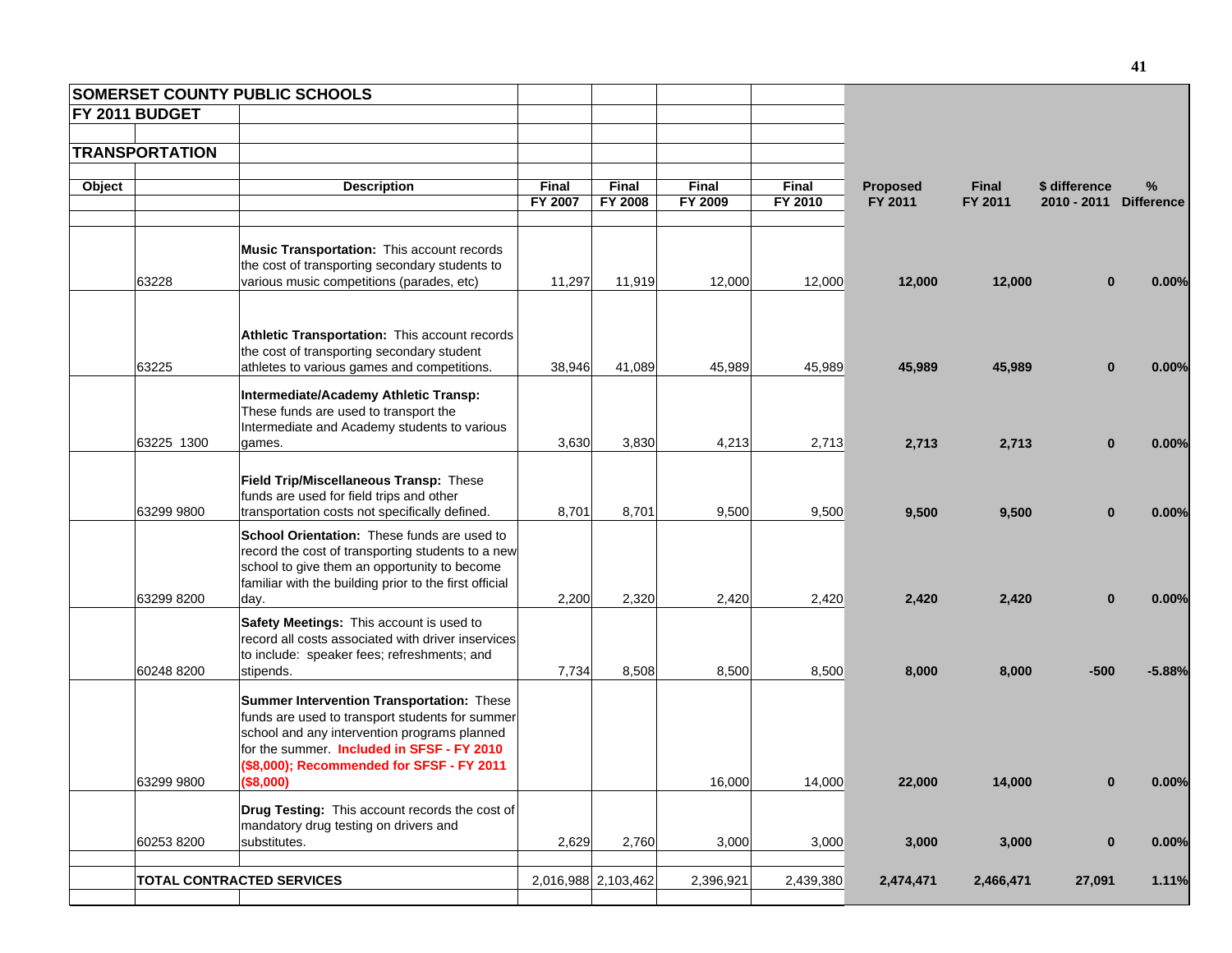**SOMERSET COUNTY PUBLIC SCHOOLS**

**FY 2011 BUDGET**

**TRANSPORTATION**

| Object | | Description | Final FY 2007 | Final FY 2008 | Final FY 2009 | Final FY 2010 | Proposed FY 2011 | Final FY 2011 | $ difference 2010 - 2011 | % Difference |
|---|---|---|---|---|---|---|---|---|---|---|
| | 63228 | **Music Transportation:** This account records the cost of transporting secondary students to various music competitions (parades, etc) | 11,297 | 11,919 | 12,000 | 12,000 | **12,000** | **12,000** | **0** | **0.00%** |
| | 63225 | **Athletic Transportation:** This account records the cost of transporting secondary student athletes to various games and competitions. | 38,946 | 41,089 | 45,989 | 45,989 | **45,989** | **45,989** | **0** | **0.00%** |
| | 63225 1300 | **Intermediate/Academy Athletic Transp:** These funds are used to transport the Intermediate and Academy students to various games. | 3,630 | 3,830 | 4,213 | 2,713 | **2,713** | **2,713** | **0** | **0.00%** |
| | 63299 9800 | **Field Trip/Miscellaneous Transp:** These funds are used for field trips and other transportation costs not specifically defined. | 8,701 | 8,701 | 9,500 | 9,500 | **9,500** | **9,500** | **0** | **0.00%** |
| | 63299 8200 | **School Orientation:** These funds are used to record the cost of transporting students to a new school to give them an opportunity to become familiar with the building prior to the first official day. | 2,200 | 2,320 | 2,420 | 2,420 | **2,420** | **2,420** | **0** | **0.00%** |
| | 60248 8200 | **Safety Meetings:** This account is used to record all costs associated with driver inservices to include: speaker fees; refreshments; and stipends. | 7,734 | 8,508 | 8,500 | 8,500 | **8,000** | **8,000** | **-500** | **-5.88%** |
| | 63299 9800 | **Summer Intervention Transportation:** These funds are used to transport students for summer school and any intervention programs planned for the summer. **Included in SFSF - FY 2010 ($8,000); Recommended for SFSF - FY 2011 ($8,000)** | | | 16,000 | 14,000 | **22,000** | **14,000** | **0** | **0.00%** |
| | 60253 8200 | **Drug Testing:** This account records the cost of mandatory drug testing on drivers and substitutes. | 2,629 | 2,760 | 3,000 | 3,000 | **3,000** | **3,000** | **0** | **0.00%** |
| | **TOTAL CONTRACTED SERVICES** | | 2,016,988 | 2,103,462 | 2,396,921 | 2,439,380 | **2,474,471** | **2,466,471** | **27,091** | **1.11%** |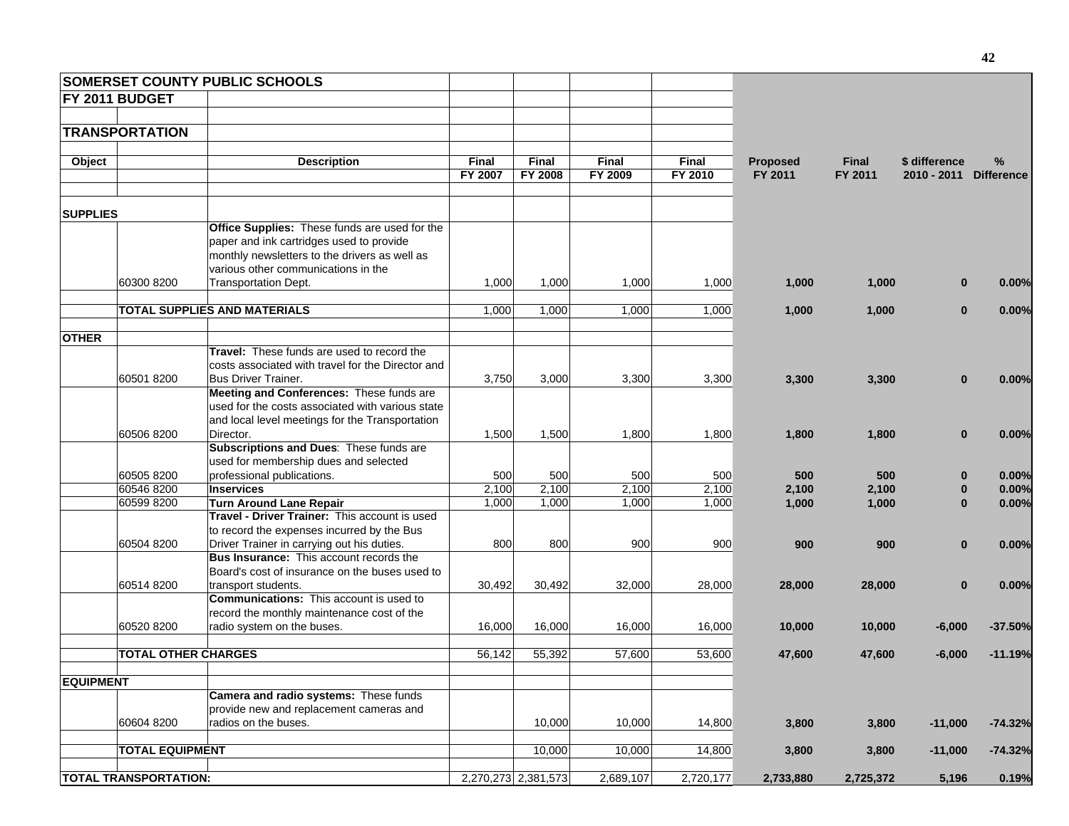## SOMERSET COUNTY PUBLIC SCHOOLS

## FY 2011 BUDGET

## TRANSPORTATION

| Object | | Description | Final FY 2007 | Final FY 2008 | Final FY 2009 | Final FY 2010 | Proposed FY 2011 | Final FY 2011 | $ difference 2010 - 2011 | % Difference |
|---|---|---|---|---|---|---|---|---|---|---|
| **SUPPLIES** | | | | | | | | | | |
| | 60300 8200 | **Office Supplies:** These funds are used for the paper and ink cartridges used to provide monthly newsletters to the drivers as well as various other communications in the Transportation Dept. | 1,000 | 1,000 | 1,000 | 1,000 | **1,000** | **1,000** | **0** | **0.00%** |
| | **TOTAL SUPPLIES AND MATERIALS** | | 1,000 | 1,000 | 1,000 | 1,000 | **1,000** | **1,000** | **0** | **0.00%** |
| **OTHER** | | | | | | | | | | |
| | 60501 8200 | **Travel:** These funds are used to record the costs associated with travel for the Director and Bus Driver Trainer. | 3,750 | 3,000 | 3,300 | 3,300 | **3,300** | **3,300** | **0** | **0.00%** |
| | 60506 8200 | **Meeting and Conferences:** These funds are used for the costs associated with various state and local level meetings for the Transportation Director. | 1,500 | 1,500 | 1,800 | 1,800 | **1,800** | **1,800** | **0** | **0.00%** |
| | 60505 8200 | **Subscriptions and Dues**: These funds are used for membership dues and selected professional publications. | 500 | 500 | 500 | 500 | **500** | **500** | **0** | **0.00%** |
| | 60546 8200 | **Inservices** | 2,100 | 2,100 | 2,100 | 2,100 | **2,100** | **2,100** | **0** | **0.00%** |
| | 60599 8200 | **Turn Around Lane Repair** | 1,000 | 1,000 | 1,000 | 1,000 | **1,000** | **1,000** | **0** | **0.00%** |
| | 60504 8200 | **Travel - Driver Trainer:** This account is used to record the expenses incurred by the Bus Driver Trainer in carrying out his duties. | 800 | 800 | 900 | 900 | **900** | **900** | **0** | **0.00%** |
| | 60514 8200 | **Bus Insurance:** This account records the Board's cost of insurance on the buses used to transport students. | 30,492 | 30,492 | 32,000 | 28,000 | **28,000** | **28,000** | **0** | **0.00%** |
| | 60520 8200 | **Communications:** This account is used to record the monthly maintenance cost of the radio system on the buses. | 16,000 | 16,000 | 16,000 | 16,000 | **10,000** | **10,000** | **-6,000** | **-37.50%** |
| | **TOTAL OTHER CHARGES** | | 56,142 | 55,392 | 57,600 | 53,600 | **47,600** | **47,600** | **-6,000** | **-11.19%** |
| **EQUIPMENT** | | | | | | | | | | |
| | 60604 8200 | **Camera and radio systems:** These funds provide new and replacement cameras and radios on the buses. | | 10,000 | 10,000 | 14,800 | **3,800** | **3,800** | **-11,000** | **-74.32%** |
| | **TOTAL EQUIPMENT** | | | 10,000 | 10,000 | 14,800 | **3,800** | **3,800** | **-11,000** | **-74.32%** |
| **TOTAL TRANSPORTATION:** | | | 2,270,273 | 2,381,573 | 2,689,107 | 2,720,177 | **2,733,880** | **2,725,372** | **5,196** | **0.19%** |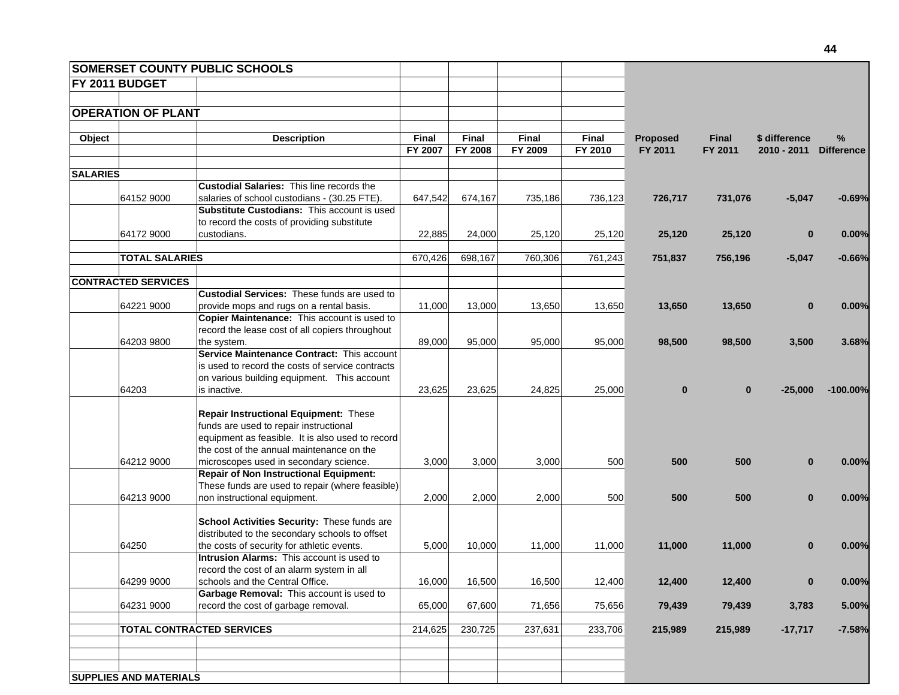| SOMERSET COUNTY PUBLIC SCHOOLS | | | | | | | | | | |
|---|---|---|---|---|---|---|---|---|---|---|
| FY 2011 BUDGET | | | | | | | | | | |
| OPERATION OF PLANT | | | | | | | | | | |
| Object | | Description | Final FY 2007 | Final FY 2008 | Final FY 2009 | Final FY 2010 | Proposed FY 2011 | Final FY 2011 | $ difference 2010 - 2011 | % Difference |
| SALARIES | | | | | | | | | | |
| | 64152 9000 | **Custodial Salaries:** This line records the salaries of school custodians - (30.25 FTE). | 647,542 | 674,167 | 735,186 | 736,123 | **726,717** | **731,076** | **-5,047** | **-0.69%** |
| | 64172 9000 | **Substitute Custodians:** This account is used to record the costs of providing substitute custodians. | 22,885 | 24,000 | 25,120 | 25,120 | **25,120** | **25,120** | **0** | **0.00%** |
| | TOTAL SALARIES | | 670,426 | 698,167 | 760,306 | 761,243 | **751,837** | **756,196** | **-5,047** | **-0.66%** |
| CONTRACTED SERVICES | | | | | | | | | | |
| | 64221 9000 | **Custodial Services:** These funds are used to provide mops and rugs on a rental basis. | 11,000 | 13,000 | 13,650 | 13,650 | **13,650** | **13,650** | **0** | **0.00%** |
| | 64203 9800 | **Copier Maintenance:** This account is used to record the lease cost of all copiers throughout the system. | 89,000 | 95,000 | 95,000 | 95,000 | **98,500** | **98,500** | **3,500** | **3.68%** |
| | 64203 | **Service Maintenance Contract:** This account is used to record the costs of service contracts on various building equipment. This account is inactive. | 23,625 | 23,625 | 24,825 | 25,000 | **0** | **0** | **-25,000** | **-100.00%** |
| | 64212 9000 | **Repair Instructional Equipment:** These funds are used to repair instructional equipment as feasible. It is also used to record the cost of the annual maintenance on the microscopes used in secondary science. | 3,000 | 3,000 | 3,000 | 500 | **500** | **500** | **0** | **0.00%** |
| | 64213 9000 | **Repair of Non Instructional Equipment:** These funds are used to repair (where feasible) non instructional equipment. | 2,000 | 2,000 | 2,000 | 500 | **500** | **500** | **0** | **0.00%** |
| | 64250 | **School Activities Security:** These funds are distributed to the secondary schools to offset the costs of security for athletic events. | 5,000 | 10,000 | 11,000 | 11,000 | **11,000** | **11,000** | **0** | **0.00%** |
| | 64299 9000 | **Intrusion Alarms:** This account is used to record the cost of an alarm system in all schools and the Central Office. | 16,000 | 16,500 | 16,500 | 12,400 | **12,400** | **12,400** | **0** | **0.00%** |
| | 64231 9000 | **Garbage Removal:** This account is used to record the cost of garbage removal. | 65,000 | 67,600 | 71,656 | 75,656 | **79,439** | **79,439** | **3,783** | **5.00%** |
| | TOTAL CONTRACTED SERVICES | | 214,625 | 230,725 | 237,631 | 233,706 | **215,989** | **215,989** | **-17,717** | **-7.58%** |
| SUPPLIES AND MATERIALS | | | | | | | | | | |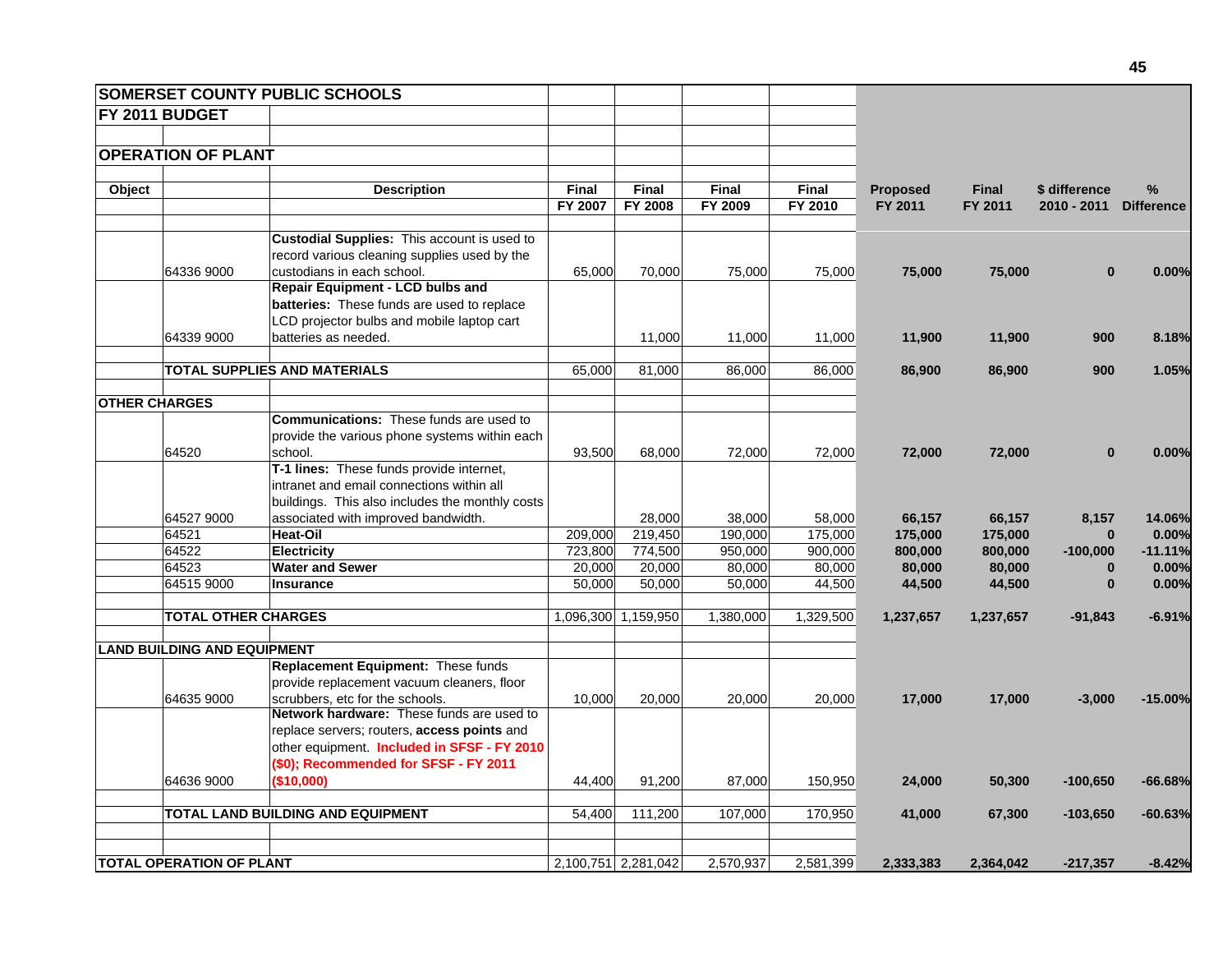## SOMERSET COUNTY PUBLIC SCHOOLS

## FY 2011 BUDGET

## OPERATION OF PLANT

| Object | | Description | Final FY 2007 | Final FY 2008 | Final FY 2009 | Final FY 2010 | Proposed FY 2011 | Final FY 2011 | $ difference 2010 - 2011 | % Difference |
|---|---|---|---|---|---|---|---|---|---|---|
| | 64336 9000 | **Custodial Supplies:** This account is used to record various cleaning supplies used by the custodians in each school. | 65,000 | 70,000 | 75,000 | 75,000 | **75,000** | **75,000** | **0** | **0.00%** |
| | 64339 9000 | **Repair Equipment - LCD bulbs and batteries:** These funds are used to replace LCD projector bulbs and mobile laptop cart batteries as needed. | | 11,000 | 11,000 | 11,000 | **11,900** | **11,900** | **900** | **8.18%** |
| | **TOTAL SUPPLIES AND MATERIALS** | | 65,000 | 81,000 | 86,000 | 86,000 | **86,900** | **86,900** | **900** | **1.05%** |
| **OTHER CHARGES** | | | | | | | | | | |
| | 64520 | **Communications:** These funds are used to provide the various phone systems within each school. | 93,500 | 68,000 | 72,000 | 72,000 | **72,000** | **72,000** | **0** | **0.00%** |
| | 64527 9000 | **T-1 lines:** These funds provide internet, intranet and email connections within all buildings. This also includes the monthly costs associated with improved bandwidth. | | 28,000 | 38,000 | 58,000 | **66,157** | **66,157** | **8,157** | **14.06%** |
| | 64521 | **Heat-Oil** | 209,000 | 219,450 | 190,000 | 175,000 | **175,000** | **175,000** | **0** | **0.00%** |
| | 64522 | **Electricity** | 723,800 | 774,500 | 950,000 | 900,000 | **800,000** | **800,000** | **-100,000** | **-11.11%** |
| | 64523 | **Water and Sewer** | 20,000 | 20,000 | 80,000 | 80,000 | **80,000** | **80,000** | **0** | **0.00%** |
| | 64515 9000 | **Insurance** | 50,000 | 50,000 | 50,000 | 44,500 | **44,500** | **44,500** | **0** | **0.00%** |
| | **TOTAL OTHER CHARGES** | | 1,096,300 | 1,159,950 | 1,380,000 | 1,329,500 | **1,237,657** | **1,237,657** | **-91,843** | **-6.91%** |
| **LAND BUILDING AND EQUIPMENT** | | | | | | | | | | |
| | 64635 9000 | **Replacement Equipment:** These funds provide replacement vacuum cleaners, floor scrubbers, etc for the schools. | 10,000 | 20,000 | 20,000 | 20,000 | **17,000** | **17,000** | **-3,000** | **-15.00%** |
| | 64636 9000 | **Network hardware:** These funds are used to replace servers; routers, **access points** and other equipment. **Included in SFSF - FY 2010 ($0); Recommended for SFSF - FY 2011 ($10,000)** | 44,400 | 91,200 | 87,000 | 150,950 | **24,000** | **50,300** | **-100,650** | **-66.68%** |
| | **TOTAL LAND BUILDING AND EQUIPMENT** | | 54,400 | 111,200 | 107,000 | 170,950 | **41,000** | **67,300** | **-103,650** | **-60.63%** |
| **TOTAL OPERATION OF PLANT** | | | 2,100,751 | 2,281,042 | 2,570,937 | 2,581,399 | **2,333,383** | **2,364,042** | **-217,357** | **-8.42%** |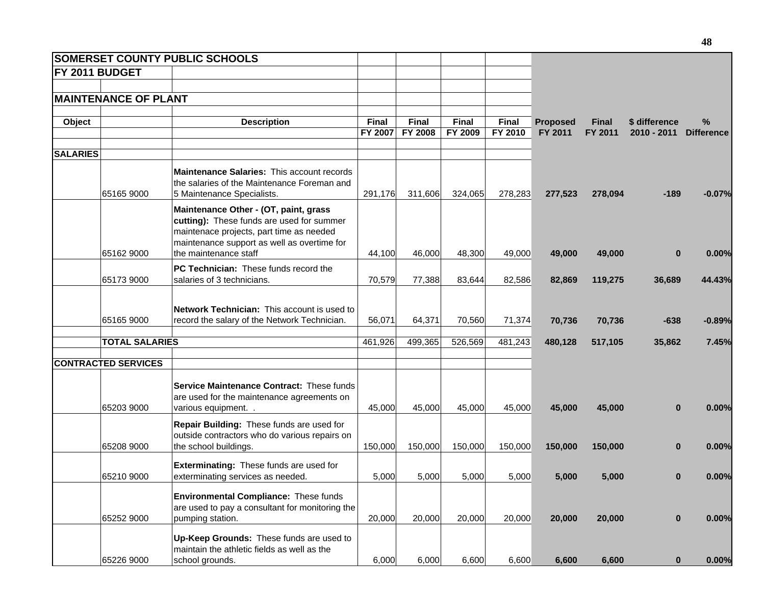**SOMERSET COUNTY PUBLIC SCHOOLS**

**FY 2011 BUDGET**

**MAINTENANCE OF PLANT**

| Object | | Description | Final FY 2007 | Final FY 2008 | Final FY 2009 | Final FY 2010 | Proposed FY 2011 | Final FY 2011 | $ difference 2010 - 2011 | % Difference |
|---|---|---|---|---|---|---|---|---|---|---|
| **SALARIES** | | | | | | | | | | |
| | 65165 9000 | **Maintenance Salaries:** This account records the salaries of the Maintenance Foreman and 5 Maintenance Specialists. | 291,176 | 311,606 | 324,065 | 278,283 | **277,523** | **278,094** | **-189** | **-0.07%** |
| | 65162 9000 | **Maintenance Other - (OT, paint, grass cutting):** These funds are used for summer maintenace projects, part time as needed maintenance support as well as overtime for the maintenance staff | 44,100 | 46,000 | 48,300 | 49,000 | **49,000** | **49,000** | **0** | **0.00%** |
| | 65173 9000 | **PC Technician:** These funds record the salaries of 3 technicians. | 70,579 | 77,388 | 83,644 | 82,586 | **82,869** | **119,275** | **36,689** | **44.43%** |
| | 65165 9000 | **Network Technician:** This account is used to record the salary of the Network Technician. | 56,071 | 64,371 | 70,560 | 71,374 | **70,736** | **70,736** | **-638** | **-0.89%** |
| | **TOTAL SALARIES** | | 461,926 | 499,365 | 526,569 | 481,243 | **480,128** | **517,105** | **35,862** | **7.45%** |
| **CONTRACTED SERVICES** | | | | | | | | | | |
| | 65203 9000 | **Service Maintenance Contract:** These funds are used for the maintenance agreements on various equipment. . | 45,000 | 45,000 | 45,000 | 45,000 | **45,000** | **45,000** | **0** | **0.00%** |
| | 65208 9000 | **Repair Building:** These funds are used for outside contractors who do various repairs on the school buildings. | 150,000 | 150,000 | 150,000 | 150,000 | **150,000** | **150,000** | **0** | **0.00%** |
| | 65210 9000 | **Exterminating:** These funds are used for exterminating services as needed. | 5,000 | 5,000 | 5,000 | 5,000 | **5,000** | **5,000** | **0** | **0.00%** |
| | 65252 9000 | **Environmental Compliance:** These funds are used to pay a consultant for monitoring the pumping station. | 20,000 | 20,000 | 20,000 | 20,000 | **20,000** | **20,000** | **0** | **0.00%** |
| | 65226 9000 | **Up-Keep Grounds:** These funds are used to maintain the athletic fields as well as the school grounds. | 6,000 | 6,000 | 6,600 | 6,600 | **6,600** | **6,600** | **0** | **0.00%** |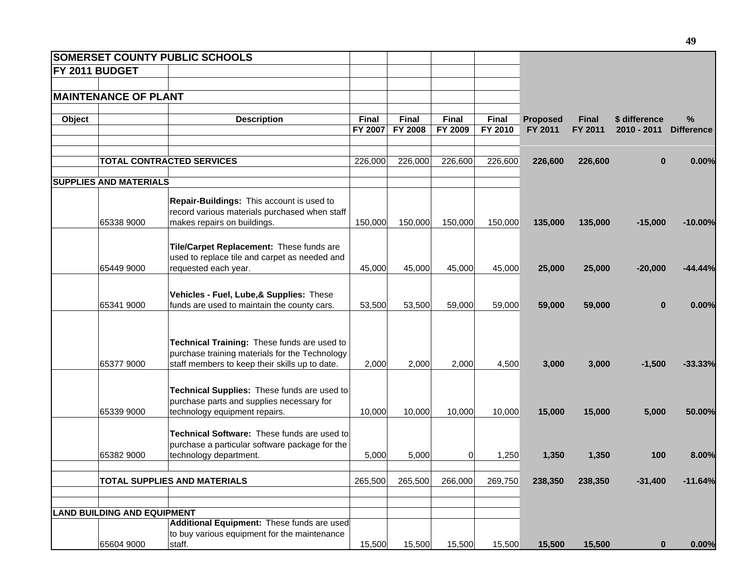| **SOMERSET COUNTY PUBLIC SCHOOLS** | | | | | | | | | | |
|---|---|---|---|---|---|---|---|---|---|---|
| **FY 2011 BUDGET** | | | | | | | | | | |
| **MAINTENANCE OF PLANT** | | | | | | | | | | |
| **Object** | | **Description** | **Final FY 2007** | **Final FY 2008** | **Final FY 2009** | **Final FY 2010** | **Proposed FY 2011** | **Final FY 2011** | **$ difference 2010 - 2011** | **% Difference** |
| | **TOTAL CONTRACTED SERVICES** | | 226,000 | 226,000 | 226,600 | 226,600 | **226,600** | **226,600** | **0** | **0.00%** |
| **SUPPLIES AND MATERIALS** | | | | | | | | | | |
| | 65338 9000 | **Repair-Buildings:** This account is used to record various materials purchased when staff makes repairs on buildings. | 150,000 | 150,000 | 150,000 | 150,000 | **135,000** | **135,000** | **-15,000** | **-10.00%** |
| | 65449 9000 | **Tile/Carpet Replacement:** These funds are used to replace tile and carpet as needed and requested each year. | 45,000 | 45,000 | 45,000 | 45,000 | **25,000** | **25,000** | **-20,000** | **-44.44%** |
| | 65341 9000 | **Vehicles - Fuel, Lube,& Supplies:** These funds are used to maintain the county cars. | 53,500 | 53,500 | 59,000 | 59,000 | **59,000** | **59,000** | **0** | **0.00%** |
| | 65377 9000 | **Technical Training:** These funds are used to purchase training materials for the Technology staff members to keep their skills up to date. | 2,000 | 2,000 | 2,000 | 4,500 | **3,000** | **3,000** | **-1,500** | **-33.33%** |
| | 65339 9000 | **Technical Supplies:** These funds are used to purchase parts and supplies necessary for technology equipment repairs. | 10,000 | 10,000 | 10,000 | 10,000 | **15,000** | **15,000** | **5,000** | **50.00%** |
| | 65382 9000 | **Technical Software:** These funds are used to purchase a particular software package for the technology department. | 5,000 | 5,000 | 0 | 1,250 | **1,350** | **1,350** | **100** | **8.00%** |
| | **TOTAL SUPPLIES AND MATERIALS** | | 265,500 | 265,500 | 266,000 | 269,750 | **238,350** | **238,350** | **-31,400** | **-11.64%** |
| **LAND BUILDING AND EQUIPMENT** | | | | | | | | | | |
| | 65604 9000 | **Additional Equipment:** These funds are used to buy various equipment for the maintenance staff. | 15,500 | 15,500 | 15,500 | 15,500 | **15,500** | **15,500** | **0** | **0.00%** |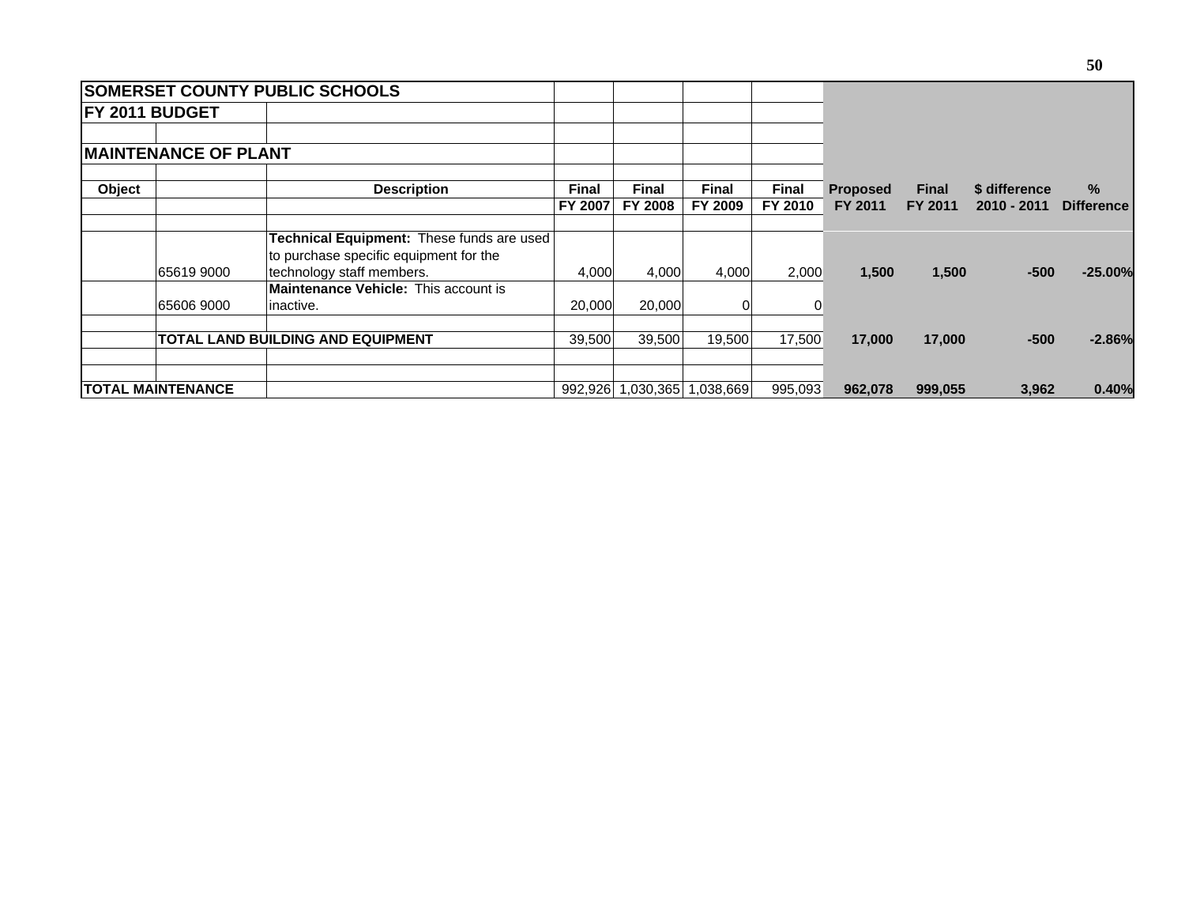| SOMERSET COUNTY PUBLIC SCHOOLS | | | | | | | | | | |
|---|---|---|---|---|---|---|---|---|---|---|
| **FY 2011 BUDGET** | | | | | | | | | | |
| | | | | | | | | | | |
| **MAINTENANCE OF PLANT** | | | | | | | | | | |
| | | | | | | | | | | |
| **Object** | | **Description** | **Final FY 2007** | **Final FY 2008** | **Final FY 2009** | **Final FY 2010** | **Proposed FY 2011** | **Final FY 2011** | **$ difference 2010 - 2011** | **% Difference** |
| | | | | | | | | | | |
| | 65619 9000 | **Technical Equipment:** These funds are used to purchase specific equipment for the technology staff members. | 4,000 | 4,000 | 4,000 | 2,000 | **1,500** | **1,500** | **-500** | **-25.00%** |
| | 65606 9000 | **Maintenance Vehicle:** This account is inactive. | 20,000 | 20,000 | 0 | 0 | | | | |
| | | | | | | | | | | |
| | **TOTAL LAND BUILDING AND EQUIPMENT** | | 39,500 | 39,500 | 19,500 | 17,500 | **17,000** | **17,000** | **-500** | **-2.86%** |
| | | | | | | | | | | |
| | | | | | | | | | | |
| **TOTAL MAINTENANCE** | | | 992,926 | 1,030,365 | 1,038,669 | 995,093 | **962,078** | **999,055** | **3,962** | **0.40%** |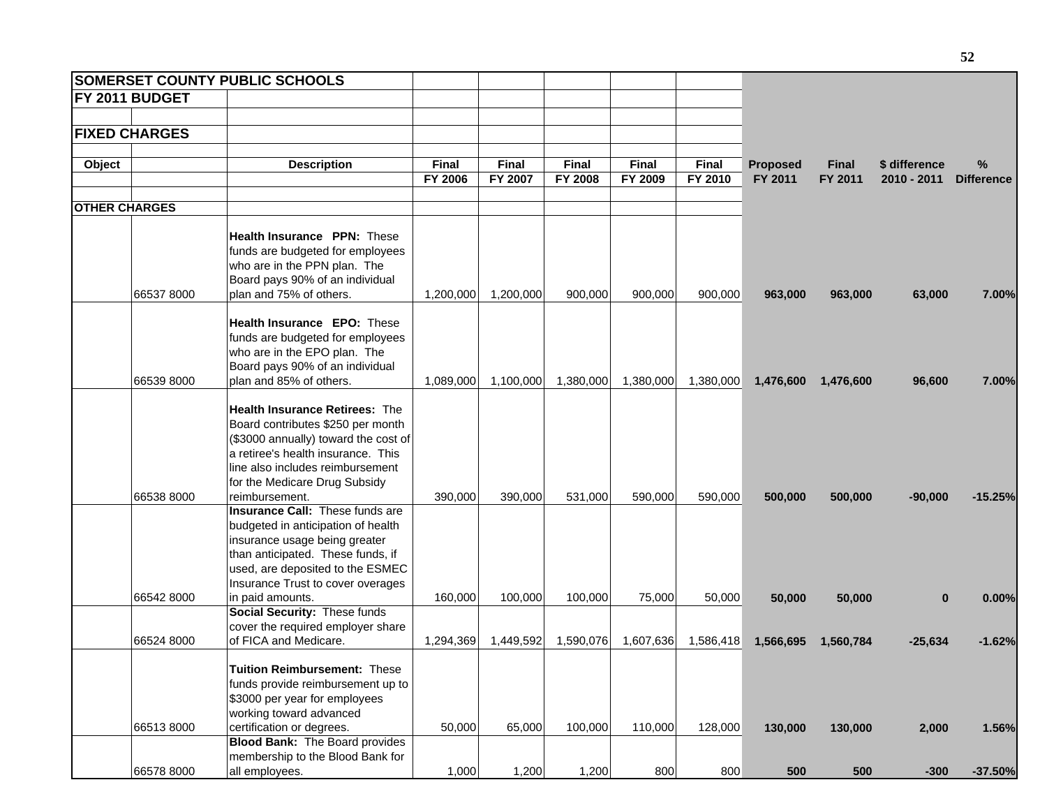| SOMERSET COUNTY PUBLIC SCHOOLS | | | | | | | | | | | |
|---|---|---|---|---|---|---|---|---|---|---|---|
| **FY 2011 BUDGET** | | | | | | | | | | | |
| **FIXED CHARGES** | | | | | | | | | | | |
| **Object** | | **Description** | **Final FY 2006** | **Final FY 2007** | **Final FY 2008** | **Final FY 2009** | **Final FY 2010** | **Proposed FY 2011** | **Final FY 2011** | **$ difference 2010 - 2011** | **% Difference** |
| **OTHER CHARGES** | | | | | | | | | | | |
| | 66537 8000 | **Health Insurance PPN:** These funds are budgeted for employees who are in the PPN plan. The Board pays 90% of an individual plan and 75% of others. | 1,200,000 | 1,200,000 | 900,000 | 900,000 | 900,000 | **963,000** | **963,000** | **63,000** | **7.00%** |
| | 66539 8000 | **Health Insurance EPO:** These funds are budgeted for employees who are in the EPO plan. The Board pays 90% of an individual plan and 85% of others. | 1,089,000 | 1,100,000 | 1,380,000 | 1,380,000 | 1,380,000 | **1,476,600** | **1,476,600** | **96,600** | **7.00%** |
| | 66538 8000 | **Health Insurance Retirees:** The Board contributes $250 per month ($3000 annually) toward the cost of a retiree's health insurance. This line also includes reimbursement for the Medicare Drug Subsidy reimbursement. | 390,000 | 390,000 | 531,000 | 590,000 | 590,000 | **500,000** | **500,000** | **-90,000** | **-15.25%** |
| | 66542 8000 | **Insurance Call:** These funds are budgeted in anticipation of health insurance usage being greater than anticipated. These funds, if used, are deposited to the ESMEC Insurance Trust to cover overages in paid amounts. | 160,000 | 100,000 | 100,000 | 75,000 | 50,000 | **50,000** | **50,000** | **0** | **0.00%** |
| | 66524 8000 | **Social Security:** These funds cover the required employer share of FICA and Medicare. | 1,294,369 | 1,449,592 | 1,590,076 | 1,607,636 | 1,586,418 | **1,566,695** | **1,560,784** | **-25,634** | **-1.62%** |
| | 66513 8000 | **Tuition Reimbursement:** These funds provide reimbursement up to $3000 per year for employees working toward advanced certification or degrees. | 50,000 | 65,000 | 100,000 | 110,000 | 128,000 | **130,000** | **130,000** | **2,000** | **1.56%** |
| | 66578 8000 | **Blood Bank:** The Board provides membership to the Blood Bank for all employees. | 1,000 | 1,200 | 1,200 | 800 | 800 | **500** | **500** | **-300** | **-37.50%** |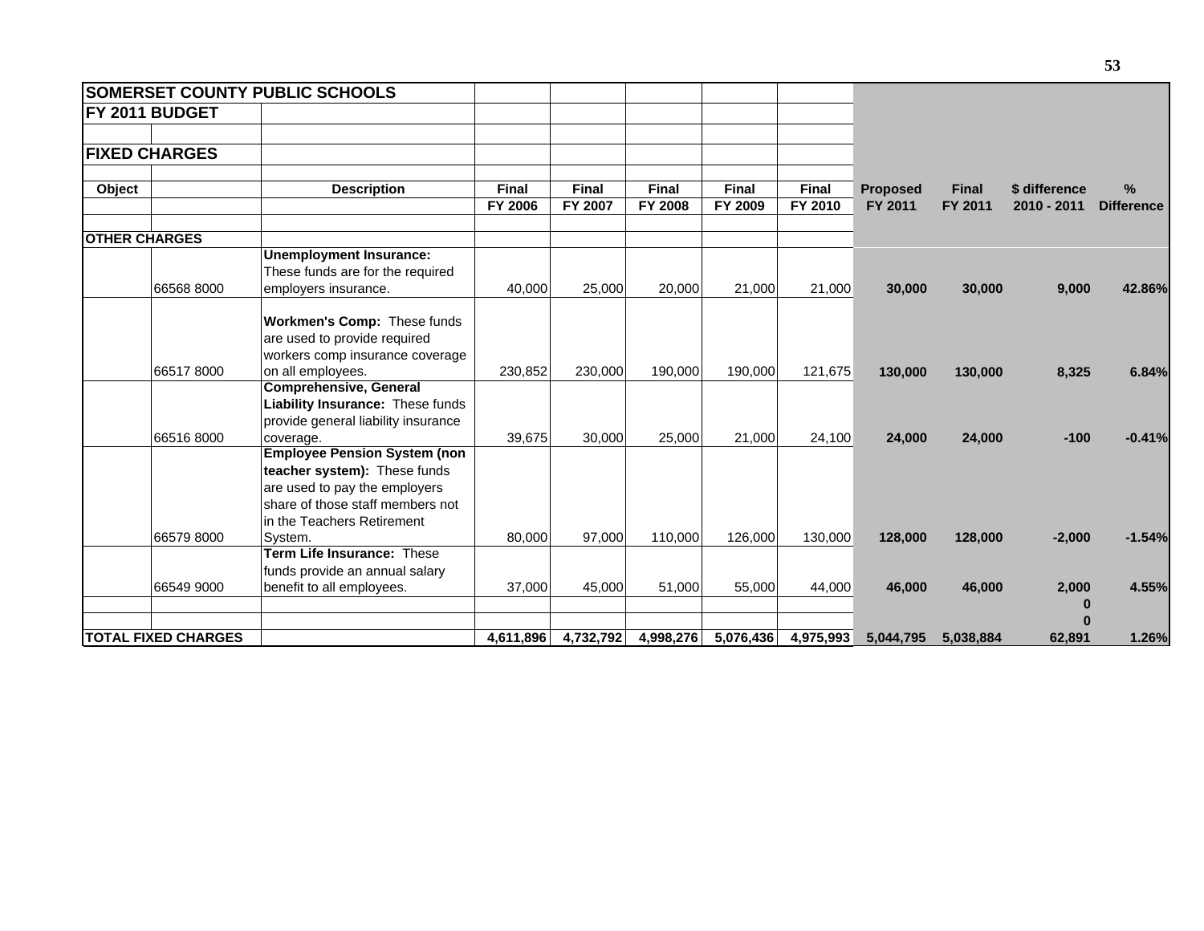| SOMERSET COUNTY PUBLIC SCHOOLS | | | | | | | | | | | |
|---|---|---|---|---|---|---|---|---|---|---|---|
| **FY 2011 BUDGET** | | | | | | | | | | | |
| | | | | | | | | | | | |
| **FIXED CHARGES** | | | | | | | | | | | |
| | | | | | | | | | | | |
| **Object** | | **Description** | **Final FY 2006** | **Final FY 2007** | **Final FY 2008** | **Final FY 2009** | **Final FY 2010** | **Proposed FY 2011** | **Final FY 2011** | **$ difference 2010 - 2011** | **% Difference** |
| **OTHER CHARGES** | | | | | | | | | | | |
| | 66568 8000 | **Unemployment Insurance:** These funds are for the required employers insurance. | 40,000 | 25,000 | 20,000 | 21,000 | 21,000 | **30,000** | **30,000** | **9,000** | **42.86%** |
| | 66517 8000 | **Workmen's Comp:** These funds are used to provide required workers comp insurance coverage on all employees. | 230,852 | 230,000 | 190,000 | 190,000 | 121,675 | **130,000** | **130,000** | **8,325** | **6.84%** |
| | 66516 8000 | **Comprehensive, General Liability Insurance:** These funds provide general liability insurance coverage. | 39,675 | 30,000 | 25,000 | 21,000 | 24,100 | **24,000** | **24,000** | **-100** | **-0.41%** |
| | 66579 8000 | **Employee Pension System (non teacher system):** These funds are used to pay the employers share of those staff members not in the Teachers Retirement System. | 80,000 | 97,000 | 110,000 | 126,000 | 130,000 | **128,000** | **128,000** | **-2,000** | **-1.54%** |
| | 66549 9000 | **Term Life Insurance:** These funds provide an annual salary benefit to all employees. | 37,000 | 45,000 | 51,000 | 55,000 | 44,000 | **46,000** | **46,000** | **2,000** | **4.55%** |
| | | | | | | | | | | **0** | |
| | | | | | | | | | | **0** | |
| **TOTAL FIXED CHARGES** | | | **4,611,896** | **4,732,792** | **4,998,276** | **5,076,436** | **4,975,993** | **5,044,795** | **5,038,884** | **62,891** | **1.26%** |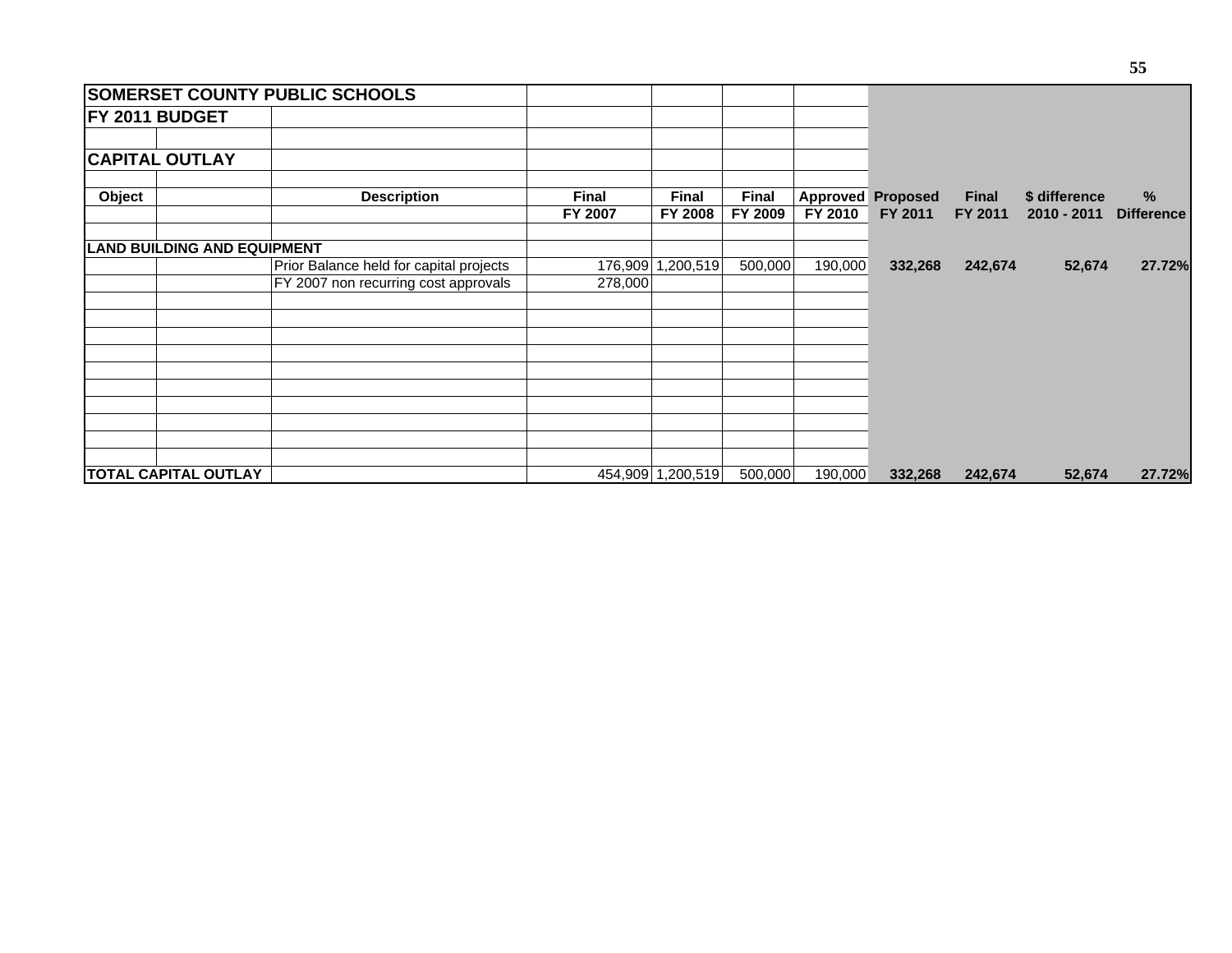| SOMERSET COUNTY PUBLIC SCHOOLS | | | | | | | | | | |
|---|---|---|---|---|---|---|---|---|---|---|
| FY 2011 BUDGET | | | | | | | | | | |
| | | | | | | | | | | |
| CAPITAL OUTLAY | | | | | | | | | | |
| | | | | | | | | | | |
| Object | | Description | Final FY 2007 | Final FY 2008 | Final FY 2009 | Approved FY 2010 | Proposed FY 2011 | Final FY 2011 | \$ difference 2010 - 2011 | % Difference |
| | | | | | | | | | | |
| LAND BUILDING AND EQUIPMENT | | | | | | | | | | |
| | | Prior Balance held for capital projects | 176,909 | 1,200,519 | 500,000 | 190,000 | 332,268 | 242,674 | 52,674 | 27.72% |
| | | FY 2007 non recurring cost approvals | 278,000 | | | | | | | |
| | | | | | | | | | | |
| TOTAL CAPITAL OUTLAY | | | 454,909 | 1,200,519 | 500,000 | 190,000 | 332,268 | 242,674 | 52,674 | 27.72% |